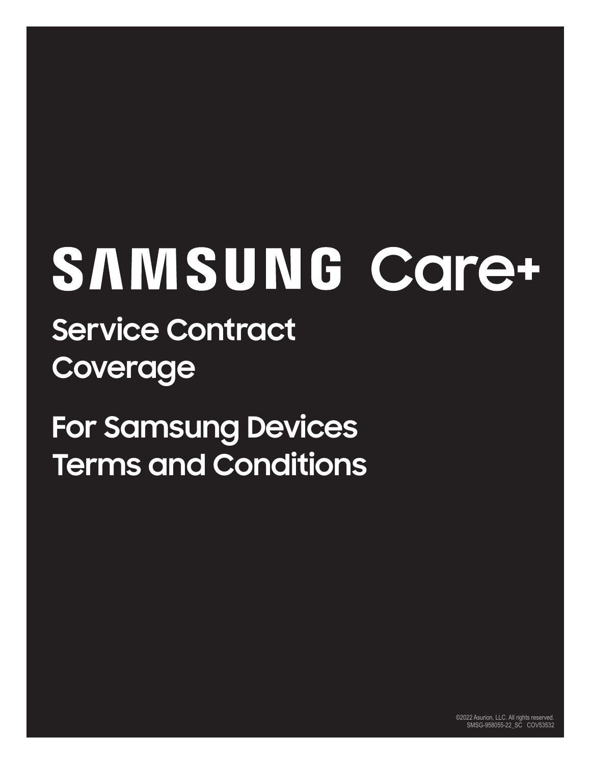# SAMSUNG Care+

## Service Contract Coverage

## For Samsung Devices Terms and Conditions

©2022 Asurion, LLC. All rights reserved.
SMSG-958055-22_SC COV53532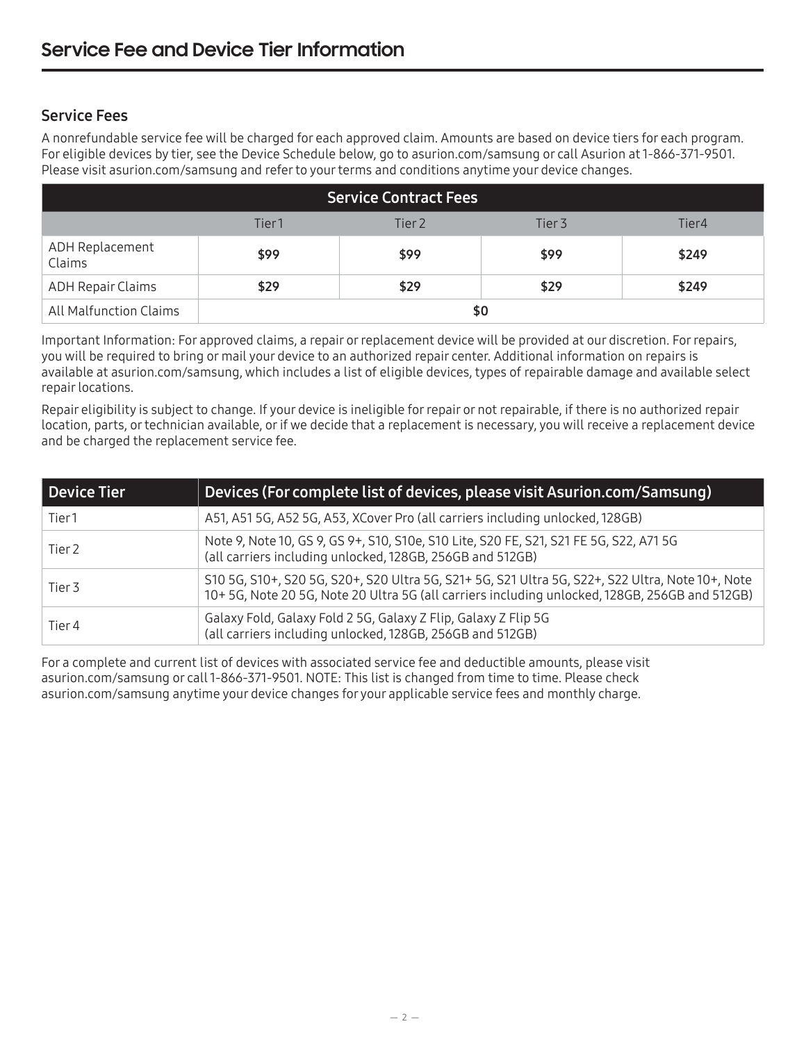# Service Fee and Device Tier Information

## Service Fees

A nonrefundable service fee will be charged for each approved claim. Amounts are based on device tiers for each program. For eligible devices by tier, see the Device Schedule below, go to asurion.com/samsung or call Asurion at 1-866-371-9501. Please visit asurion.com/samsung and refer to your terms and conditions anytime your device changes.

| Service Contract Fees | | | | |
|---|---|---|---|---|
| | Tier 1 | Tier 2 | Tier 3 | Tier4 |
| ADH Replacement Claims | **$99** | **$99** | **$99** | **$249** |
| ADH Repair Claims | **$29** | **$29** | **$29** | **$249** |
| All Malfunction Claims | **$0** | | | |

Important Information: For approved claims, a repair or replacement device will be provided at our discretion. For repairs, you will be required to bring or mail your device to an authorized repair center. Additional information on repairs is available at asurion.com/samsung, which includes a list of eligible devices, types of repairable damage and available select repair locations.

Repair eligibility is subject to change. If your device is ineligible for repair or not repairable, if there is no authorized repair location, parts, or technician available, or if we decide that a replacement is necessary, you will receive a replacement device and be charged the replacement service fee.

| Device Tier | Devices (For complete list of devices, please visit Asurion.com/Samsung) |
|---|---|
| Tier 1 | A51, A51 5G, A52 5G, A53, XCover Pro (all carriers including unlocked, 128GB) |
| Tier 2 | Note 9, Note 10, GS 9, GS 9+, S10, S10e, S10 Lite, S20 FE, S21, S21 FE 5G, S22, A71 5G (all carriers including unlocked, 128GB, 256GB and 512GB) |
| Tier 3 | S10 5G, S10+, S20 5G, S20+, S20 Ultra 5G, S21+ 5G, S21 Ultra 5G, S22+, S22 Ultra, Note 10+, Note 10+ 5G, Note 20 5G, Note 20 Ultra 5G (all carriers including unlocked, 128GB, 256GB and 512GB) |
| Tier 4 | Galaxy Fold, Galaxy Fold 2 5G, Galaxy Z Flip, Galaxy Z Flip 5G (all carriers including unlocked, 128GB, 256GB and 512GB) |

For a complete and current list of devices with associated service fee and deductible amounts, please visit asurion.com/samsung or call 1-866-371-9501. NOTE: This list is changed from time to time. Please check asurion.com/samsung anytime your device changes for your applicable service fees and monthly charge.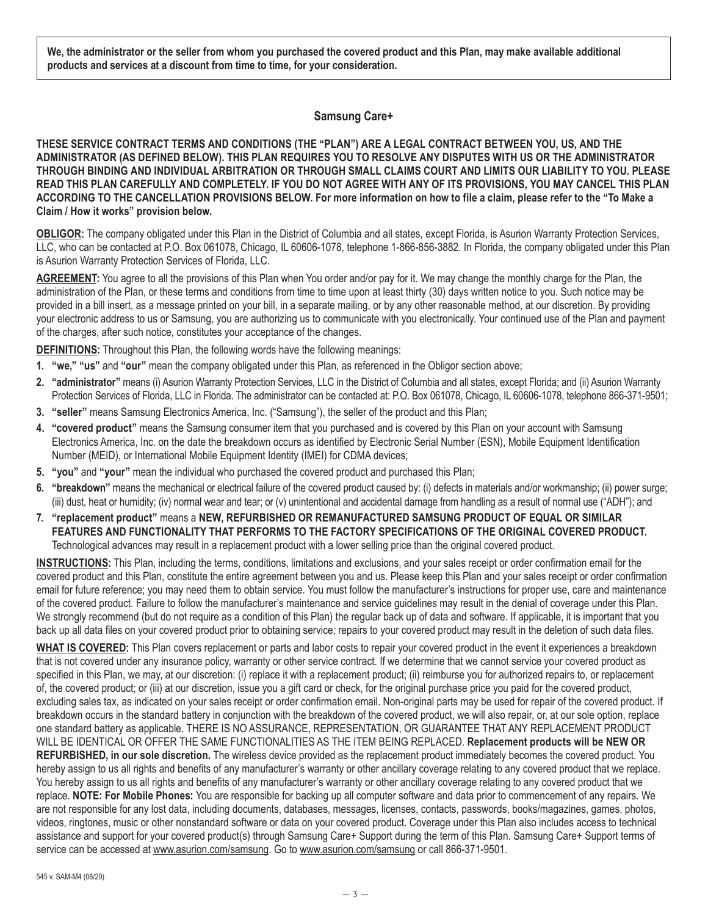**We, the administrator or the seller from whom you purchased the covered product and this Plan, may make available additional products and services at a discount from time to time, for your consideration.**

## Samsung Care+

**THESE SERVICE CONTRACT TERMS AND CONDITIONS (THE "PLAN") ARE A LEGAL CONTRACT BETWEEN YOU, US, AND THE ADMINISTRATOR (AS DEFINED BELOW). THIS PLAN REQUIRES YOU TO RESOLVE ANY DISPUTES WITH US OR THE ADMINISTRATOR THROUGH BINDING AND INDIVIDUAL ARBITRATION OR THROUGH SMALL CLAIMS COURT AND LIMITS OUR LIABILITY TO YOU. PLEASE READ THIS PLAN CAREFULLY AND COMPLETELY. IF YOU DO NOT AGREE WITH ANY OF ITS PROVISIONS, YOU MAY CANCEL THIS PLAN ACCORDING TO THE CANCELLATION PROVISIONS BELOW. For more information on how to file a claim, please refer to the "To Make a Claim / How it works" provision below.**

**OBLIGOR:** The company obligated under this Plan in the District of Columbia and all states, except Florida, is Asurion Warranty Protection Services, LLC, who can be contacted at P.O. Box 061078, Chicago, IL 60606-1078, telephone 1-866-856-3882. In Florida, the company obligated under this Plan is Asurion Warranty Protection Services of Florida, LLC.

**AGREEMENT:** You agree to all the provisions of this Plan when You order and/or pay for it. We may change the monthly charge for the Plan, the administration of the Plan, or these terms and conditions from time to time upon at least thirty (30) days written notice to you. Such notice may be provided in a bill insert, as a message printed on your bill, in a separate mailing, or by any other reasonable method, at our discretion. By providing your electronic address to us or Samsung, you are authorizing us to communicate with you electronically. Your continued use of the Plan and payment of the charges, after such notice, constitutes your acceptance of the changes.

**DEFINITIONS:** Throughout this Plan, the following words have the following meanings:

1. **"we," "us"** and **"our"** mean the company obligated under this Plan, as referenced in the Obligor section above;
2. **"administrator"** means (i) Asurion Warranty Protection Services, LLC in the District of Columbia and all states, except Florida; and (ii) Asurion Warranty Protection Services of Florida, LLC in Florida. The administrator can be contacted at: P.O. Box 061078, Chicago, IL 60606-1078, telephone 866-371-9501;
3. **"seller"** means Samsung Electronics America, Inc. ("Samsung"), the seller of the product and this Plan;
4. **"covered product"** means the Samsung consumer item that you purchased and is covered by this Plan on your account with Samsung Electronics America, Inc. on the date the breakdown occurs as identified by Electronic Serial Number (ESN), Mobile Equipment Identification Number (MEID), or International Mobile Equipment Identity (IMEI) for CDMA devices;
5. **"you"** and **"your"** mean the individual who purchased the covered product and purchased this Plan;
6. **"breakdown"** means the mechanical or electrical failure of the covered product caused by: (i) defects in materials and/or workmanship; (ii) power surge; (iii) dust, heat or humidity; (iv) normal wear and tear; or (v) unintentional and accidental damage from handling as a result of normal use ("ADH"); and
7. **"replacement product"** means a **NEW, REFURBISHED OR REMANUFACTURED SAMSUNG PRODUCT OF EQUAL OR SIMILAR FEATURES AND FUNCTIONALITY THAT PERFORMS TO THE FACTORY SPECIFICATIONS OF THE ORIGINAL COVERED PRODUCT.** Technological advances may result in a replacement product with a lower selling price than the original covered product.

**INSTRUCTIONS:** This Plan, including the terms, conditions, limitations and exclusions, and your sales receipt or order confirmation email for the covered product and this Plan, constitute the entire agreement between you and us. Please keep this Plan and your sales receipt or order confirmation email for future reference; you may need them to obtain service. You must follow the manufacturer's instructions for proper use, care and maintenance of the covered product. Failure to follow the manufacturer's maintenance and service guidelines may result in the denial of coverage under this Plan. We strongly recommend (but do not require as a condition of this Plan) the regular back up of data and software. If applicable, it is important that you back up all data files on your covered product prior to obtaining service; repairs to your covered product may result in the deletion of such data files.

**WHAT IS COVERED:** This Plan covers replacement or parts and labor costs to repair your covered product in the event it experiences a breakdown that is not covered under any insurance policy, warranty or other service contract. If we determine that we cannot service your covered product as specified in this Plan, we may, at our discretion: (i) replace it with a replacement product; (ii) reimburse you for authorized repairs to, or replacement of, the covered product; or (iii) at our discretion, issue you a gift card or check, for the original purchase price you paid for the covered product, excluding sales tax, as indicated on your sales receipt or order confirmation email. Non-original parts may be used for repair of the covered product. If breakdown occurs in the standard battery in conjunction with the breakdown of the covered product, we will also repair, or, at our sole option, replace one standard battery as applicable. THERE IS NO ASSURANCE, REPRESENTATION, OR GUARANTEE THAT ANY REPLACEMENT PRODUCT WILL BE IDENTICAL OR OFFER THE SAME FUNCTIONALITIES AS THE ITEM BEING REPLACED. **Replacement products will be NEW OR REFURBISHED, in our sole discretion.** The wireless device provided as the replacement product immediately becomes the covered product. You hereby assign to us all rights and benefits of any manufacturer's warranty or other ancillary coverage relating to any covered product that we replace. You hereby assign to us all rights and benefits of any manufacturer's warranty or other ancillary coverage relating to any covered product that we replace. **NOTE: For Mobile Phones:** You are responsible for backing up all computer software and data prior to commencement of any repairs. We are not responsible for any lost data, including documents, databases, messages, licenses, contacts, passwords, books/magazines, games, photos, videos, ringtones, music or other nonstandard software or data on your covered product. Coverage under this Plan also includes access to technical assistance and support for your covered product(s) through Samsung Care+ Support during the term of this Plan. Samsung Care+ Support terms of service can be accessed at www.asurion.com/samsung. Go to www.asurion.com/samsung or call 866-371-9501.

545 v. SAM-M4 (08/20)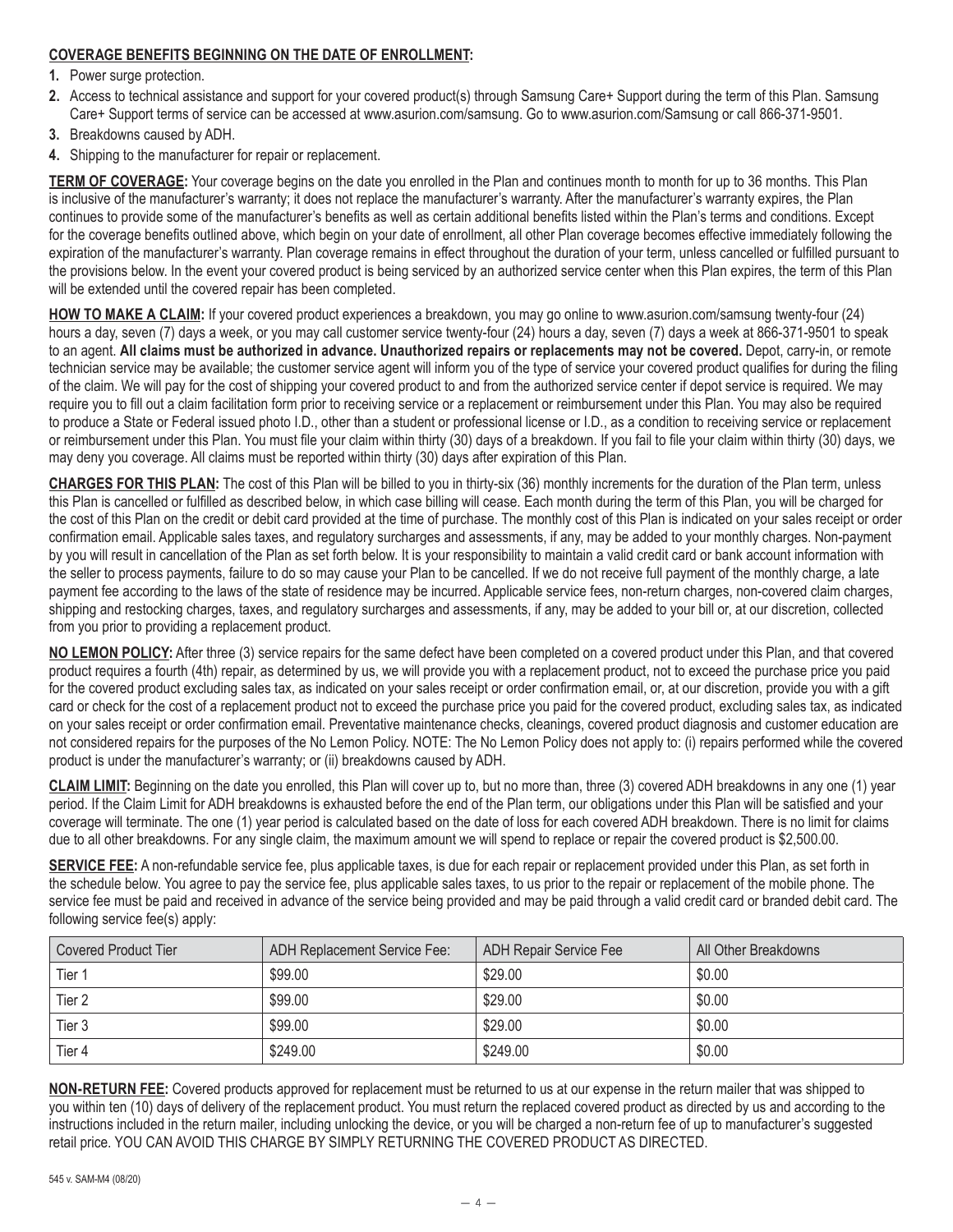**COVERAGE BENEFITS BEGINNING ON THE DATE OF ENROLLMENT:**

1. Power surge protection.
2. Access to technical assistance and support for your covered product(s) through Samsung Care+ Support during the term of this Plan. Samsung Care+ Support terms of service can be accessed at www.asurion.com/samsung. Go to www.asurion.com/Samsung or call 866-371-9501.
3. Breakdowns caused by ADH.
4. Shipping to the manufacturer for repair or replacement.

**TERM OF COVERAGE:** Your coverage begins on the date you enrolled in the Plan and continues month to month for up to 36 months. This Plan is inclusive of the manufacturer's warranty; it does not replace the manufacturer's warranty. After the manufacturer's warranty expires, the Plan continues to provide some of the manufacturer's benefits as well as certain additional benefits listed within the Plan's terms and conditions. Except for the coverage benefits outlined above, which begin on your date of enrollment, all other Plan coverage becomes effective immediately following the expiration of the manufacturer's warranty. Plan coverage remains in effect throughout the duration of your term, unless cancelled or fulfilled pursuant to the provisions below. In the event your covered product is being serviced by an authorized service center when this Plan expires, the term of this Plan will be extended until the covered repair has been completed.

**HOW TO MAKE A CLAIM:** If your covered product experiences a breakdown, you may go online to www.asurion.com/samsung twenty-four (24) hours a day, seven (7) days a week, or you may call customer service twenty-four (24) hours a day, seven (7) days a week at 866-371-9501 to speak to an agent. **All claims must be authorized in advance. Unauthorized repairs or replacements may not be covered.** Depot, carry-in, or remote technician service may be available; the customer service agent will inform you of the type of service your covered product qualifies for during the filing of the claim. We will pay for the cost of shipping your covered product to and from the authorized service center if depot service is required. We may require you to fill out a claim facilitation form prior to receiving service or a replacement or reimbursement under this Plan. You may also be required to produce a State or Federal issued photo I.D., other than a student or professional license or I.D., as a condition to receiving service or replacement or reimbursement under this Plan. You must file your claim within thirty (30) days of a breakdown. If you fail to file your claim within thirty (30) days, we may deny you coverage. All claims must be reported within thirty (30) days after expiration of this Plan.

**CHARGES FOR THIS PLAN:** The cost of this Plan will be billed to you in thirty-six (36) monthly increments for the duration of the Plan term, unless this Plan is cancelled or fulfilled as described below, in which case billing will cease. Each month during the term of this Plan, you will be charged for the cost of this Plan on the credit or debit card provided at the time of purchase. The monthly cost of this Plan is indicated on your sales receipt or order confirmation email. Applicable sales taxes, and regulatory surcharges and assessments, if any, may be added to your monthly charges. Non-payment by you will result in cancellation of the Plan as set forth below. It is your responsibility to maintain a valid credit card or bank account information with the seller to process payments, failure to do so may cause your Plan to be cancelled. If we do not receive full payment of the monthly charge, a late payment fee according to the laws of the state of residence may be incurred. Applicable service fees, non-return charges, non-covered claim charges, shipping and restocking charges, taxes, and regulatory surcharges and assessments, if any, may be added to your bill or, at our discretion, collected from you prior to providing a replacement product.

**NO LEMON POLICY:** After three (3) service repairs for the same defect have been completed on a covered product under this Plan, and that covered product requires a fourth (4th) repair, as determined by us, we will provide you with a replacement product, not to exceed the purchase price you paid for the covered product excluding sales tax, as indicated on your sales receipt or order confirmation email, or, at our discretion, provide you with a gift card or check for the cost of a replacement product not to exceed the purchase price you paid for the covered product, excluding sales tax, as indicated on your sales receipt or order confirmation email. Preventative maintenance checks, cleanings, covered product diagnosis and customer education are not considered repairs for the purposes of the No Lemon Policy. NOTE: The No Lemon Policy does not apply to: (i) repairs performed while the covered product is under the manufacturer's warranty; or (ii) breakdowns caused by ADH.

**CLAIM LIMIT:** Beginning on the date you enrolled, this Plan will cover up to, but no more than, three (3) covered ADH breakdowns in any one (1) year period. If the Claim Limit for ADH breakdowns is exhausted before the end of the Plan term, our obligations under this Plan will be satisfied and your coverage will terminate. The one (1) year period is calculated based on the date of loss for each covered ADH breakdown. There is no limit for claims due to all other breakdowns. For any single claim, the maximum amount we will spend to replace or repair the covered product is $2,500.00.

**SERVICE FEE:** A non-refundable service fee, plus applicable taxes, is due for each repair or replacement provided under this Plan, as set forth in the schedule below. You agree to pay the service fee, plus applicable sales taxes, to us prior to the repair or replacement of the mobile phone. The service fee must be paid and received in advance of the service being provided and may be paid through a valid credit card or branded debit card. The following service fee(s) apply:

| Covered Product Tier | ADH Replacement Service Fee: | ADH Repair Service Fee | All Other Breakdowns |
|---|---|---|---|
| Tier 1 | $99.00 | $29.00 | $0.00 |
| Tier 2 | $99.00 | $29.00 | $0.00 |
| Tier 3 | $99.00 | $29.00 | $0.00 |
| Tier 4 | $249.00 | $249.00 | $0.00 |

**NON-RETURN FEE:** Covered products approved for replacement must be returned to us at our expense in the return mailer that was shipped to you within ten (10) days of delivery of the replacement product. You must return the replaced covered product as directed by us and according to the instructions included in the return mailer, including unlocking the device, or you will be charged a non-return fee of up to manufacturer's suggested retail price. YOU CAN AVOID THIS CHARGE BY SIMPLY RETURNING THE COVERED PRODUCT AS DIRECTED.

545 v. SAM-M4 (08/20)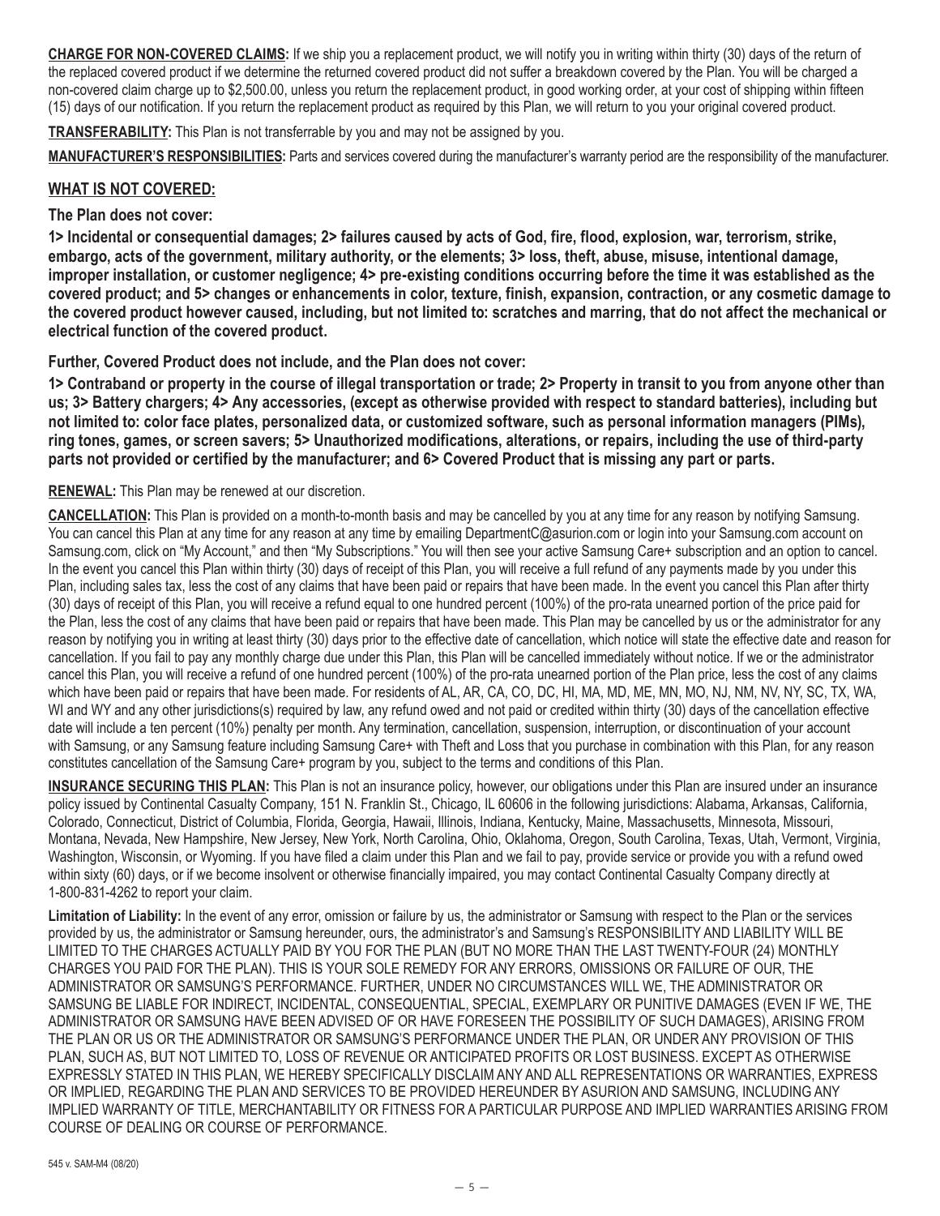**CHARGE FOR NON-COVERED CLAIMS:** If we ship you a replacement product, we will notify you in writing within thirty (30) days of the return of the replaced covered product if we determine the returned covered product did not suffer a breakdown covered by the Plan. You will be charged a non-covered claim charge up to $2,500.00, unless you return the replacement product, in good working order, at your cost of shipping within fifteen (15) days of our notification. If you return the replacement product as required by this Plan, we will return to you your original covered product.

**TRANSFERABILITY:** This Plan is not transferrable by you and may not be assigned by you.

**MANUFACTURER'S RESPONSIBILITIES:** Parts and services covered during the manufacturer's warranty period are the responsibility of the manufacturer.

## WHAT IS NOT COVERED:

**The Plan does not cover:**

**1> Incidental or consequential damages; 2> failures caused by acts of God, fire, flood, explosion, war, terrorism, strike, embargo, acts of the government, military authority, or the elements; 3> loss, theft, abuse, misuse, intentional damage, improper installation, or customer negligence; 4> pre-existing conditions occurring before the time it was established as the covered product; and 5> changes or enhancements in color, texture, finish, expansion, contraction, or any cosmetic damage to the covered product however caused, including, but not limited to: scratches and marring, that do not affect the mechanical or electrical function of the covered product.**

**Further, Covered Product does not include, and the Plan does not cover:**

**1> Contraband or property in the course of illegal transportation or trade; 2> Property in transit to you from anyone other than us; 3> Battery chargers; 4> Any accessories, (except as otherwise provided with respect to standard batteries), including but not limited to: color face plates, personalized data, or customized software, such as personal information managers (PIMs), ring tones, games, or screen savers; 5> Unauthorized modifications, alterations, or repairs, including the use of third-party parts not provided or certified by the manufacturer; and 6> Covered Product that is missing any part or parts.**

**RENEWAL:** This Plan may be renewed at our discretion.

**CANCELLATION:** This Plan is provided on a month-to-month basis and may be cancelled by you at any time for any reason by notifying Samsung. You can cancel this Plan at any time for any reason at any time by emailing DepartmentC@asurion.com or login into your Samsung.com account on Samsung.com, click on "My Account," and then "My Subscriptions." You will then see your active Samsung Care+ subscription and an option to cancel. In the event you cancel this Plan within thirty (30) days of receipt of this Plan, you will receive a full refund of any payments made by you under this Plan, including sales tax, less the cost of any claims that have been paid or repairs that have been made. In the event you cancel this Plan after thirty (30) days of receipt of this Plan, you will receive a refund equal to one hundred percent (100%) of the pro-rata unearned portion of the price paid for the Plan, less the cost of any claims that have been paid or repairs that have been made. This Plan may be cancelled by us or the administrator for any reason by notifying you in writing at least thirty (30) days prior to the effective date of cancellation, which notice will state the effective date and reason for cancellation. If you fail to pay any monthly charge due under this Plan, this Plan will be cancelled immediately without notice. If we or the administrator cancel this Plan, you will receive a refund of one hundred percent (100%) of the pro-rata unearned portion of the Plan price, less the cost of any claims which have been paid or repairs that have been made. For residents of AL, AR, CA, CO, DC, HI, MA, MD, ME, MN, MO, NJ, NM, NV, NY, SC, TX, WA, WI and WY and any other jurisdictions(s) required by law, any refund owed and not paid or credited within thirty (30) days of the cancellation effective date will include a ten percent (10%) penalty per month. Any termination, cancellation, suspension, interruption, or discontinuation of your account with Samsung, or any Samsung feature including Samsung Care+ with Theft and Loss that you purchase in combination with this Plan, for any reason constitutes cancellation of the Samsung Care+ program by you, subject to the terms and conditions of this Plan.

**INSURANCE SECURING THIS PLAN:** This Plan is not an insurance policy, however, our obligations under this Plan are insured under an insurance policy issued by Continental Casualty Company, 151 N. Franklin St., Chicago, IL 60606 in the following jurisdictions: Alabama, Arkansas, California, Colorado, Connecticut, District of Columbia, Florida, Georgia, Hawaii, Illinois, Indiana, Kentucky, Maine, Massachusetts, Minnesota, Missouri, Montana, Nevada, New Hampshire, New Jersey, New York, North Carolina, Ohio, Oklahoma, Oregon, South Carolina, Texas, Utah, Vermont, Virginia, Washington, Wisconsin, or Wyoming. If you have filed a claim under this Plan and we fail to pay, provide service or provide you with a refund owed within sixty (60) days, or if we become insolvent or otherwise financially impaired, you may contact Continental Casualty Company directly at 1-800-831-4262 to report your claim.

**Limitation of Liability:** In the event of any error, omission or failure by us, the administrator or Samsung with respect to the Plan or the services provided by us, the administrator or Samsung hereunder, ours, the administrator's and Samsung's RESPONSIBILITY AND LIABILITY WILL BE LIMITED TO THE CHARGES ACTUALLY PAID BY YOU FOR THE PLAN (BUT NO MORE THAN THE LAST TWENTY-FOUR (24) MONTHLY CHARGES YOU PAID FOR THE PLAN). THIS IS YOUR SOLE REMEDY FOR ANY ERRORS, OMISSIONS OR FAILURE OF OUR, THE ADMINISTRATOR OR SAMSUNG'S PERFORMANCE. FURTHER, UNDER NO CIRCUMSTANCES WILL WE, THE ADMINISTRATOR OR SAMSUNG BE LIABLE FOR INDIRECT, INCIDENTAL, CONSEQUENTIAL, SPECIAL, EXEMPLARY OR PUNITIVE DAMAGES (EVEN IF WE, THE ADMINISTRATOR OR SAMSUNG HAVE BEEN ADVISED OF OR HAVE FORESEEN THE POSSIBILITY OF SUCH DAMAGES), ARISING FROM THE PLAN OR US OR THE ADMINISTRATOR OR SAMSUNG'S PERFORMANCE UNDER THE PLAN, OR UNDER ANY PROVISION OF THIS PLAN, SUCH AS, BUT NOT LIMITED TO, LOSS OF REVENUE OR ANTICIPATED PROFITS OR LOST BUSINESS. EXCEPT AS OTHERWISE EXPRESSLY STATED IN THIS PLAN, WE HEREBY SPECIFICALLY DISCLAIM ANY AND ALL REPRESENTATIONS OR WARRANTIES, EXPRESS OR IMPLIED, REGARDING THE PLAN AND SERVICES TO BE PROVIDED HEREUNDER BY ASURION AND SAMSUNG, INCLUDING ANY IMPLIED WARRANTY OF TITLE, MERCHANTABILITY OR FITNESS FOR A PARTICULAR PURPOSE AND IMPLIED WARRANTIES ARISING FROM COURSE OF DEALING OR COURSE OF PERFORMANCE.

545 v. SAM-M4 (08/20)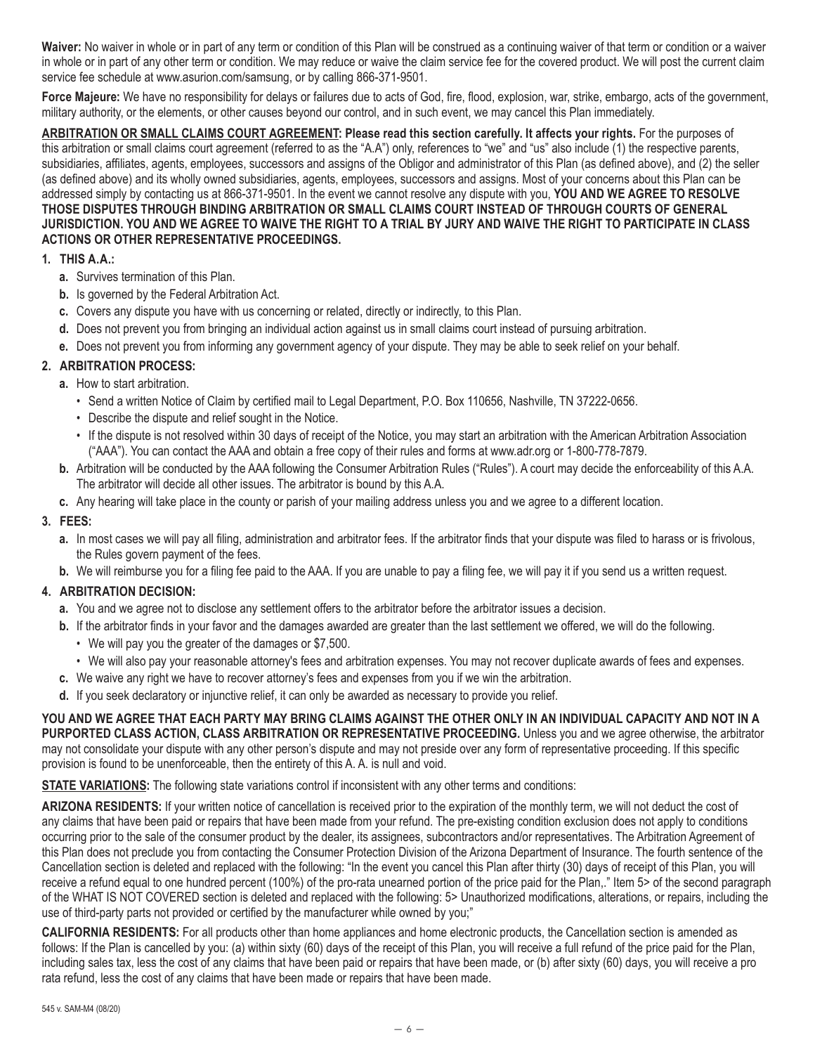**Waiver:** No waiver in whole or in part of any term or condition of this Plan will be construed as a continuing waiver of that term or condition or a waiver in whole or in part of any other term or condition. We may reduce or waive the claim service fee for the covered product. We will post the current claim service fee schedule at www.asurion.com/samsung, or by calling 866-371-9501.

**Force Majeure:** We have no responsibility for delays or failures due to acts of God, fire, flood, explosion, war, strike, embargo, acts of the government, military authority, or the elements, or other causes beyond our control, and in such event, we may cancel this Plan immediately.

**ARBITRATION OR SMALL CLAIMS COURT AGREEMENT: Please read this section carefully. It affects your rights.** For the purposes of this arbitration or small claims court agreement (referred to as the "A.A") only, references to "we" and "us" also include (1) the respective parents, subsidiaries, affiliates, agents, employees, successors and assigns of the Obligor and administrator of this Plan (as defined above), and (2) the seller (as defined above) and its wholly owned subsidiaries, agents, employees, successors and assigns. Most of your concerns about this Plan can be addressed simply by contacting us at 866-371-9501. In the event we cannot resolve any dispute with you, **YOU AND WE AGREE TO RESOLVE THOSE DISPUTES THROUGH BINDING ARBITRATION OR SMALL CLAIMS COURT INSTEAD OF THROUGH COURTS OF GENERAL JURISDICTION. YOU AND WE AGREE TO WAIVE THE RIGHT TO A TRIAL BY JURY AND WAIVE THE RIGHT TO PARTICIPATE IN CLASS ACTIONS OR OTHER REPRESENTATIVE PROCEEDINGS.**

1. **THIS A.A.:**
   - **a.** Survives termination of this Plan.
   - **b.** Is governed by the Federal Arbitration Act.
   - **c.** Covers any dispute you have with us concerning or related, directly or indirectly, to this Plan.
   - **d.** Does not prevent you from bringing an individual action against us in small claims court instead of pursuing arbitration.
   - **e.** Does not prevent you from informing any government agency of your dispute. They may be able to seek relief on your behalf.
2. **ARBITRATION PROCESS:**
   - **a.** How to start arbitration.
     - Send a written Notice of Claim by certified mail to Legal Department, P.O. Box 110656, Nashville, TN 37222-0656.
     - Describe the dispute and relief sought in the Notice.
     - If the dispute is not resolved within 30 days of receipt of the Notice, you may start an arbitration with the American Arbitration Association ("AAA"). You can contact the AAA and obtain a free copy of their rules and forms at www.adr.org or 1-800-778-7879.
   - **b.** Arbitration will be conducted by the AAA following the Consumer Arbitration Rules ("Rules"). A court may decide the enforceability of this A.A. The arbitrator will decide all other issues. The arbitrator is bound by this A.A.
   - **c.** Any hearing will take place in the county or parish of your mailing address unless you and we agree to a different location.
3. **FEES:**
   - **a.** In most cases we will pay all filing, administration and arbitrator fees. If the arbitrator finds that your dispute was filed to harass or is frivolous, the Rules govern payment of the fees.
   - **b.** We will reimburse you for a filing fee paid to the AAA. If you are unable to pay a filing fee, we will pay it if you send us a written request.
4. **ARBITRATION DECISION:**
   - **a.** You and we agree not to disclose any settlement offers to the arbitrator before the arbitrator issues a decision.
   - **b.** If the arbitrator finds in your favor and the damages awarded are greater than the last settlement we offered, we will do the following.
     - We will pay you the greater of the damages or $7,500.
     - We will also pay your reasonable attorney's fees and arbitration expenses. You may not recover duplicate awards of fees and expenses.
   - **c.** We waive any right we have to recover attorney's fees and expenses from you if we win the arbitration.
   - **d.** If you seek declaratory or injunctive relief, it can only be awarded as necessary to provide you relief.

**YOU AND WE AGREE THAT EACH PARTY MAY BRING CLAIMS AGAINST THE OTHER ONLY IN AN INDIVIDUAL CAPACITY AND NOT IN A PURPORTED CLASS ACTION, CLASS ARBITRATION OR REPRESENTATIVE PROCEEDING.** Unless you and we agree otherwise, the arbitrator may not consolidate your dispute with any other person's dispute and may not preside over any form of representative proceeding. If this specific provision is found to be unenforceable, then the entirety of this A. A. is null and void.

**STATE VARIATIONS:** The following state variations control if inconsistent with any other terms and conditions:

**ARIZONA RESIDENTS:** If your written notice of cancellation is received prior to the expiration of the monthly term, we will not deduct the cost of any claims that have been paid or repairs that have been made from your refund. The pre-existing condition exclusion does not apply to conditions occurring prior to the sale of the consumer product by the dealer, its assignees, subcontractors and/or representatives. The Arbitration Agreement of this Plan does not preclude you from contacting the Consumer Protection Division of the Arizona Department of Insurance. The fourth sentence of the Cancellation section is deleted and replaced with the following: "In the event you cancel this Plan after thirty (30) days of receipt of this Plan, you will receive a refund equal to one hundred percent (100%) of the pro-rata unearned portion of the price paid for the Plan,." Item 5> of the second paragraph of the WHAT IS NOT COVERED section is deleted and replaced with the following: 5> Unauthorized modifications, alterations, or repairs, including the use of third-party parts not provided or certified by the manufacturer while owned by you;"

**CALIFORNIA RESIDENTS:** For all products other than home appliances and home electronic products, the Cancellation section is amended as follows: If the Plan is cancelled by you: (a) within sixty (60) days of the receipt of this Plan, you will receive a full refund of the price paid for the Plan, including sales tax, less the cost of any claims that have been paid or repairs that have been made, or (b) after sixty (60) days, you will receive a pro rata refund, less the cost of any claims that have been made or repairs that have been made.

545 v. SAM-M4 (08/20)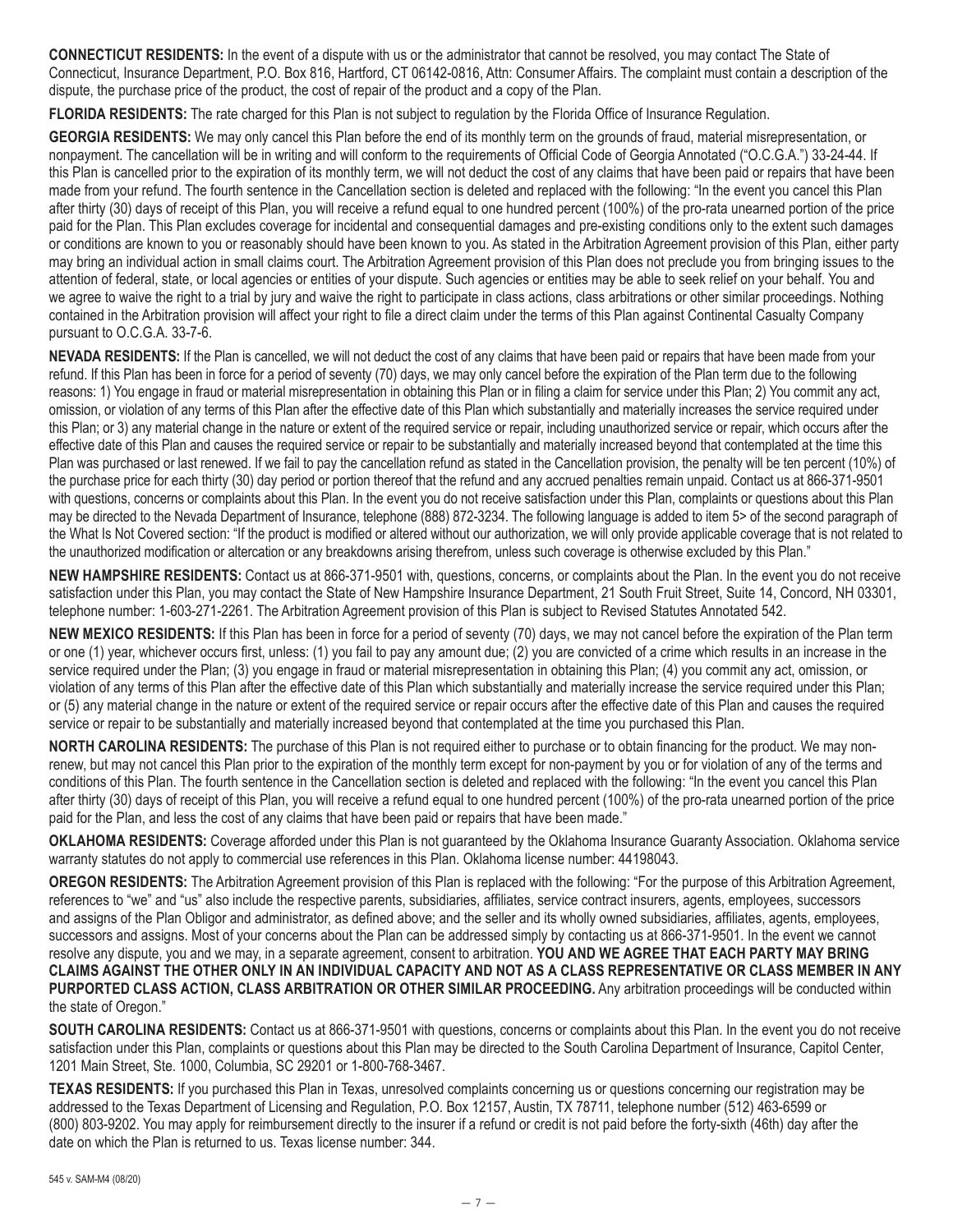**CONNECTICUT RESIDENTS:** In the event of a dispute with us or the administrator that cannot be resolved, you may contact The State of Connecticut, Insurance Department, P.O. Box 816, Hartford, CT 06142-0816, Attn: Consumer Affairs. The complaint must contain a description of the dispute, the purchase price of the product, the cost of repair of the product and a copy of the Plan.

**FLORIDA RESIDENTS:** The rate charged for this Plan is not subject to regulation by the Florida Office of Insurance Regulation.

**GEORGIA RESIDENTS:** We may only cancel this Plan before the end of its monthly term on the grounds of fraud, material misrepresentation, or nonpayment. The cancellation will be in writing and will conform to the requirements of Official Code of Georgia Annotated ("O.C.G.A.") 33-24-44. If this Plan is cancelled prior to the expiration of its monthly term, we will not deduct the cost of any claims that have been paid or repairs that have been made from your refund. The fourth sentence in the Cancellation section is deleted and replaced with the following: "In the event you cancel this Plan after thirty (30) days of receipt of this Plan, you will receive a refund equal to one hundred percent (100%) of the pro-rata unearned portion of the price paid for the Plan. This Plan excludes coverage for incidental and consequential damages and pre-existing conditions only to the extent such damages or conditions are known to you or reasonably should have been known to you. As stated in the Arbitration Agreement provision of this Plan, either party may bring an individual action in small claims court. The Arbitration Agreement provision of this Plan does not preclude you from bringing issues to the attention of federal, state, or local agencies or entities of your dispute. Such agencies or entities may be able to seek relief on your behalf. You and we agree to waive the right to a trial by jury and waive the right to participate in class actions, class arbitrations or other similar proceedings. Nothing contained in the Arbitration provision will affect your right to file a direct claim under the terms of this Plan against Continental Casualty Company pursuant to O.C.G.A. 33-7-6.

**NEVADA RESIDENTS:** If the Plan is cancelled, we will not deduct the cost of any claims that have been paid or repairs that have been made from your refund. If this Plan has been in force for a period of seventy (70) days, we may only cancel before the expiration of the Plan term due to the following reasons: 1) You engage in fraud or material misrepresentation in obtaining this Plan or in filing a claim for service under this Plan; 2) You commit any act, omission, or violation of any terms of this Plan after the effective date of this Plan which substantially and materially increases the service required under this Plan; or 3) any material change in the nature or extent of the required service or repair, including unauthorized service or repair, which occurs after the effective date of this Plan and causes the required service or repair to be substantially and materially increased beyond that contemplated at the time this Plan was purchased or last renewed. If we fail to pay the cancellation refund as stated in the Cancellation provision, the penalty will be ten percent (10%) of the purchase price for each thirty (30) day period or portion thereof that the refund and any accrued penalties remain unpaid. Contact us at 866-371-9501 with questions, concerns or complaints about this Plan. In the event you do not receive satisfaction under this Plan, complaints or questions about this Plan may be directed to the Nevada Department of Insurance, telephone (888) 872-3234. The following language is added to item 5> of the second paragraph of the What Is Not Covered section: "If the product is modified or altered without our authorization, we will only provide applicable coverage that is not related to the unauthorized modification or altercation or any breakdowns arising therefrom, unless such coverage is otherwise excluded by this Plan."

**NEW HAMPSHIRE RESIDENTS:** Contact us at 866-371-9501 with, questions, concerns, or complaints about the Plan. In the event you do not receive satisfaction under this Plan, you may contact the State of New Hampshire Insurance Department, 21 South Fruit Street, Suite 14, Concord, NH 03301, telephone number: 1-603-271-2261. The Arbitration Agreement provision of this Plan is subject to Revised Statutes Annotated 542.

**NEW MEXICO RESIDENTS:** If this Plan has been in force for a period of seventy (70) days, we may not cancel before the expiration of the Plan term or one (1) year, whichever occurs first, unless: (1) you fail to pay any amount due; (2) you are convicted of a crime which results in an increase in the service required under the Plan; (3) you engage in fraud or material misrepresentation in obtaining this Plan; (4) you commit any act, omission, or violation of any terms of this Plan after the effective date of this Plan which substantially and materially increase the service required under this Plan; or (5) any material change in the nature or extent of the required service or repair occurs after the effective date of this Plan and causes the required service or repair to be substantially and materially increased beyond that contemplated at the time you purchased this Plan.

**NORTH CAROLINA RESIDENTS:** The purchase of this Plan is not required either to purchase or to obtain financing for the product. We may non-renew, but may not cancel this Plan prior to the expiration of the monthly term except for non-payment by you or for violation of any of the terms and conditions of this Plan. The fourth sentence in the Cancellation section is deleted and replaced with the following: "In the event you cancel this Plan after thirty (30) days of receipt of this Plan, you will receive a refund equal to one hundred percent (100%) of the pro-rata unearned portion of the price paid for the Plan, and less the cost of any claims that have been paid or repairs that have been made."

**OKLAHOMA RESIDENTS:** Coverage afforded under this Plan is not guaranteed by the Oklahoma Insurance Guaranty Association. Oklahoma service warranty statutes do not apply to commercial use references in this Plan. Oklahoma license number: 44198043.

**OREGON RESIDENTS:** The Arbitration Agreement provision of this Plan is replaced with the following: "For the purpose of this Arbitration Agreement, references to "we" and "us" also include the respective parents, subsidiaries, affiliates, service contract insurers, agents, employees, successors and assigns of the Plan Obligor and administrator, as defined above; and the seller and its wholly owned subsidiaries, affiliates, agents, employees, successors and assigns. Most of your concerns about the Plan can be addressed simply by contacting us at 866-371-9501. In the event we cannot resolve any dispute, you and we may, in a separate agreement, consent to arbitration. **YOU AND WE AGREE THAT EACH PARTY MAY BRING CLAIMS AGAINST THE OTHER ONLY IN AN INDIVIDUAL CAPACITY AND NOT AS A CLASS REPRESENTATIVE OR CLASS MEMBER IN ANY PURPORTED CLASS ACTION, CLASS ARBITRATION OR OTHER SIMILAR PROCEEDING.** Any arbitration proceedings will be conducted within the state of Oregon."

**SOUTH CAROLINA RESIDENTS:** Contact us at 866-371-9501 with questions, concerns or complaints about this Plan. In the event you do not receive satisfaction under this Plan, complaints or questions about this Plan may be directed to the South Carolina Department of Insurance, Capitol Center, 1201 Main Street, Ste. 1000, Columbia, SC 29201 or 1-800-768-3467.

**TEXAS RESIDENTS:** If you purchased this Plan in Texas, unresolved complaints concerning us or questions concerning our registration may be addressed to the Texas Department of Licensing and Regulation, P.O. Box 12157, Austin, TX 78711, telephone number (512) 463-6599 or (800) 803-9202. You may apply for reimbursement directly to the insurer if a refund or credit is not paid before the forty-sixth (46th) day after the date on which the Plan is returned to us. Texas license number: 344.

545 v. SAM-M4 (08/20)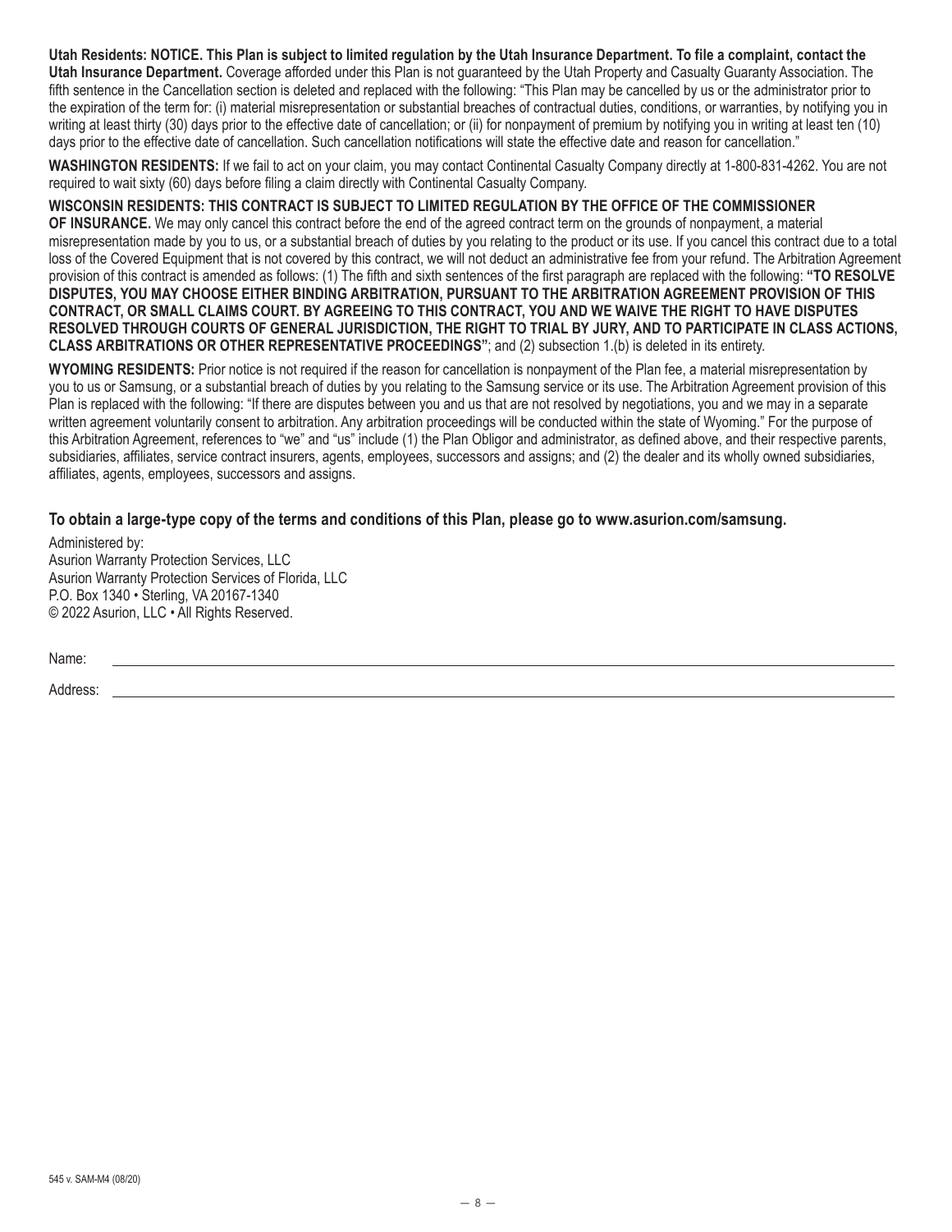**Utah Residents: NOTICE. This Plan is subject to limited regulation by the Utah Insurance Department. To file a complaint, contact the Utah Insurance Department.** Coverage afforded under this Plan is not guaranteed by the Utah Property and Casualty Guaranty Association. The fifth sentence in the Cancellation section is deleted and replaced with the following: "This Plan may be cancelled by us or the administrator prior to the expiration of the term for: (i) material misrepresentation or substantial breaches of contractual duties, conditions, or warranties, by notifying you in writing at least thirty (30) days prior to the effective date of cancellation; or (ii) for nonpayment of premium by notifying you in writing at least ten (10) days prior to the effective date of cancellation. Such cancellation notifications will state the effective date and reason for cancellation."

**WASHINGTON RESIDENTS:** If we fail to act on your claim, you may contact Continental Casualty Company directly at 1-800-831-4262. You are not required to wait sixty (60) days before filing a claim directly with Continental Casualty Company.

**WISCONSIN RESIDENTS: THIS CONTRACT IS SUBJECT TO LIMITED REGULATION BY THE OFFICE OF THE COMMISSIONER OF INSURANCE.** We may only cancel this contract before the end of the agreed contract term on the grounds of nonpayment, a material misrepresentation made by you to us, or a substantial breach of duties by you relating to the product or its use. If you cancel this contract due to a total loss of the Covered Equipment that is not covered by this contract, we will not deduct an administrative fee from your refund. The Arbitration Agreement provision of this contract is amended as follows: (1) The fifth and sixth sentences of the first paragraph are replaced with the following: **"TO RESOLVE DISPUTES, YOU MAY CHOOSE EITHER BINDING ARBITRATION, PURSUANT TO THE ARBITRATION AGREEMENT PROVISION OF THIS CONTRACT, OR SMALL CLAIMS COURT. BY AGREEING TO THIS CONTRACT, YOU AND WE WAIVE THE RIGHT TO HAVE DISPUTES RESOLVED THROUGH COURTS OF GENERAL JURISDICTION, THE RIGHT TO TRIAL BY JURY, AND TO PARTICIPATE IN CLASS ACTIONS, CLASS ARBITRATIONS OR OTHER REPRESENTATIVE PROCEEDINGS"**; and (2) subsection 1.(b) is deleted in its entirety.

**WYOMING RESIDENTS:** Prior notice is not required if the reason for cancellation is nonpayment of the Plan fee, a material misrepresentation by you to us or Samsung, or a substantial breach of duties by you relating to the Samsung service or its use. The Arbitration Agreement provision of this Plan is replaced with the following: "If there are disputes between you and us that are not resolved by negotiations, you and we may in a separate written agreement voluntarily consent to arbitration. Any arbitration proceedings will be conducted within the state of Wyoming." For the purpose of this Arbitration Agreement, references to "we" and "us" include (1) the Plan Obligor and administrator, as defined above, and their respective parents, subsidiaries, affiliates, service contract insurers, agents, employees, successors and assigns; and (2) the dealer and its wholly owned subsidiaries, affiliates, agents, employees, successors and assigns.

**To obtain a large-type copy of the terms and conditions of this Plan, please go to www.asurion.com/samsung.**

Administered by:
Asurion Warranty Protection Services, LLC
Asurion Warranty Protection Services of Florida, LLC
P.O. Box 1340 • Sterling, VA 20167-1340
© 2022 Asurion, LLC • All Rights Reserved.

Name: ______________________________

Address: ______________________________

545 v. SAM-M4 (08/20)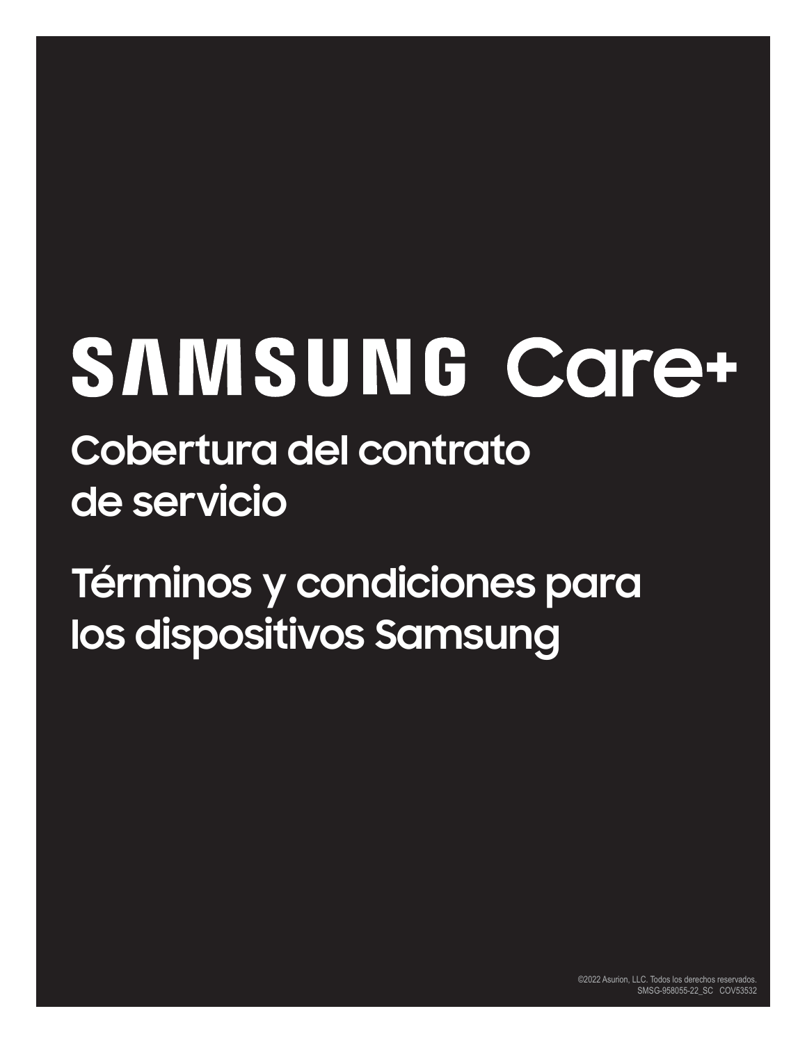# SAMSUNG Care+

## Cobertura del contrato de servicio

## Términos y condiciones para los dispositivos Samsung

©2022 Asurion, LLC. Todos los derechos reservados.
SMSG-958055-22_SC COV53532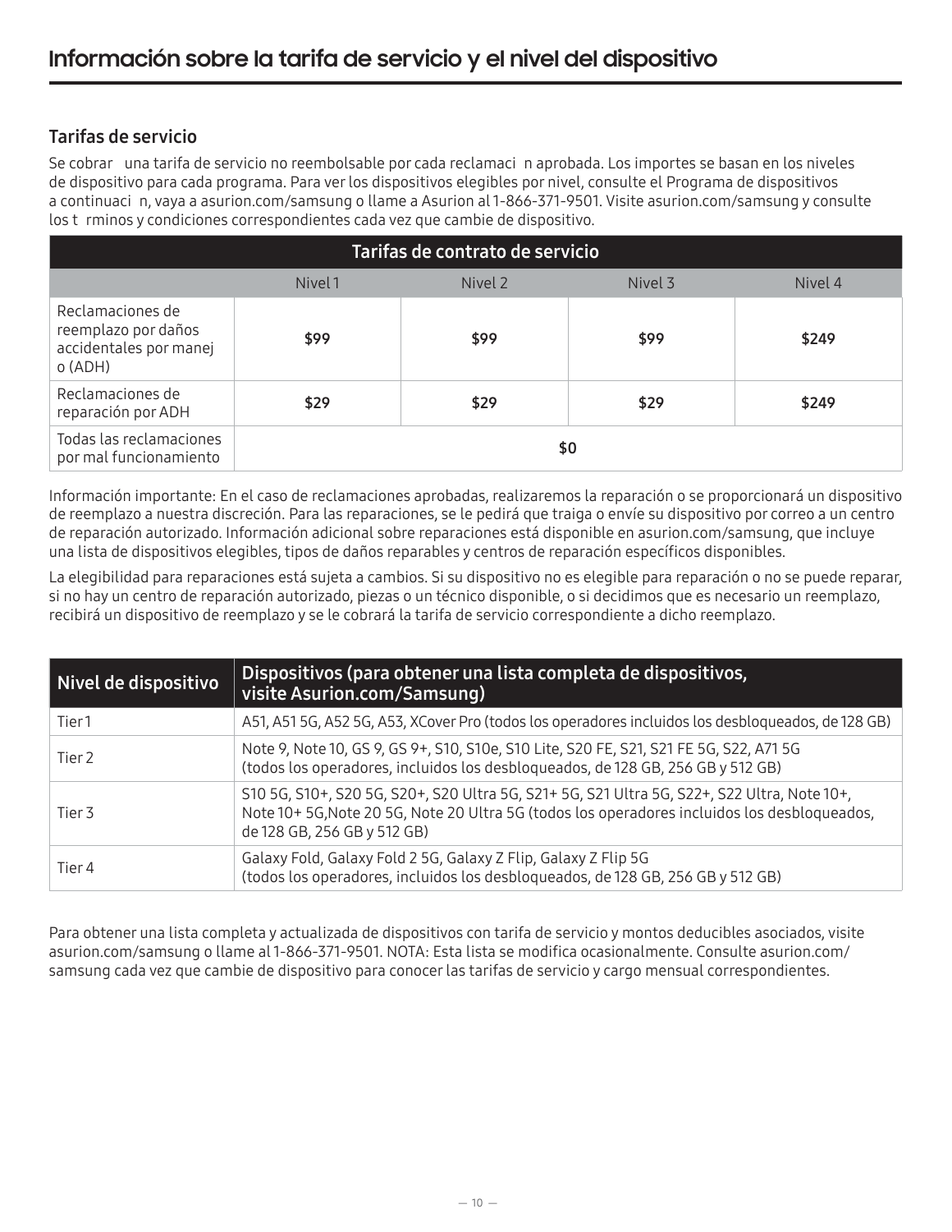# Información sobre la tarifa de servicio y el nivel del dispositivo

## Tarifas de servicio

Se cobrar una tarifa de servicio no reembolsable por cada reclamaci n aprobada. Los importes se basan en los niveles de dispositivo para cada programa. Para ver los dispositivos elegibles por nivel, consulte el Programa de dispositivos a continuaci n, vaya a asurion.com/samsung o llame a Asurion al 1-866-371-9501. Visite asurion.com/samsung y consulte los t rminos y condiciones correspondientes cada vez que cambie de dispositivo.

| Tarifas de contrato de servicio | | | | |
|---|---|---|---|---|
| | Nivel 1 | Nivel 2 | Nivel 3 | Nivel 4 |
| Reclamaciones de reemplazo por daños accidentales por manejo (ADH) | $99 | $99 | $99 | $249 |
| Reclamaciones de reparación por ADH | $29 | $29 | $29 | $249 |
| Todas las reclamaciones por mal funcionamiento | $0 | | | |

Información importante: En el caso de reclamaciones aprobadas, realizaremos la reparación o se proporcionará un dispositivo de reemplazo a nuestra discreción. Para las reparaciones, se le pedirá que traiga o envíe su dispositivo por correo a un centro de reparación autorizado. Información adicional sobre reparaciones está disponible en asurion.com/samsung, que incluye una lista de dispositivos elegibles, tipos de daños reparables y centros de reparación específicos disponibles.

La elegibilidad para reparaciones está sujeta a cambios. Si su dispositivo no es elegible para reparación o no se puede reparar, si no hay un centro de reparación autorizado, piezas o un técnico disponible, o si decidimos que es necesario un reemplazo, recibirá un dispositivo de reemplazo y se le cobrará la tarifa de servicio correspondiente a dicho reemplazo.

| Nivel de dispositivo | Dispositivos (para obtener una lista completa de dispositivos, visite Asurion.com/Samsung) |
|---|---|
| Tier 1 | A51, A51 5G, A52 5G, A53, XCover Pro (todos los operadores incluidos los desbloqueados, de 128 GB) |
| Tier 2 | Note 9, Note 10, GS 9, GS 9+, S10, S10e, S10 Lite, S20 FE, S21, S21 FE 5G, S22, A71 5G (todos los operadores, incluidos los desbloqueados, de 128 GB, 256 GB y 512 GB) |
| Tier 3 | S10 5G, S10+, S20 5G, S20+, S20 Ultra 5G, S21+ 5G, S21 Ultra 5G, S22+, S22 Ultra, Note 10+, Note 10+ 5G,Note 20 5G, Note 20 Ultra 5G (todos los operadores incluidos los desbloqueados, de 128 GB, 256 GB y 512 GB) |
| Tier 4 | Galaxy Fold, Galaxy Fold 2 5G, Galaxy Z Flip, Galaxy Z Flip 5G (todos los operadores, incluidos los desbloqueados, de 128 GB, 256 GB y 512 GB) |

Para obtener una lista completa y actualizada de dispositivos con tarifa de servicio y montos deducibles asociados, visite asurion.com/samsung o llame al 1-866-371-9501. NOTA: Esta lista se modifica ocasionalmente. Consulte asurion.com/samsung cada vez que cambie de dispositivo para conocer las tarifas de servicio y cargo mensual correspondientes.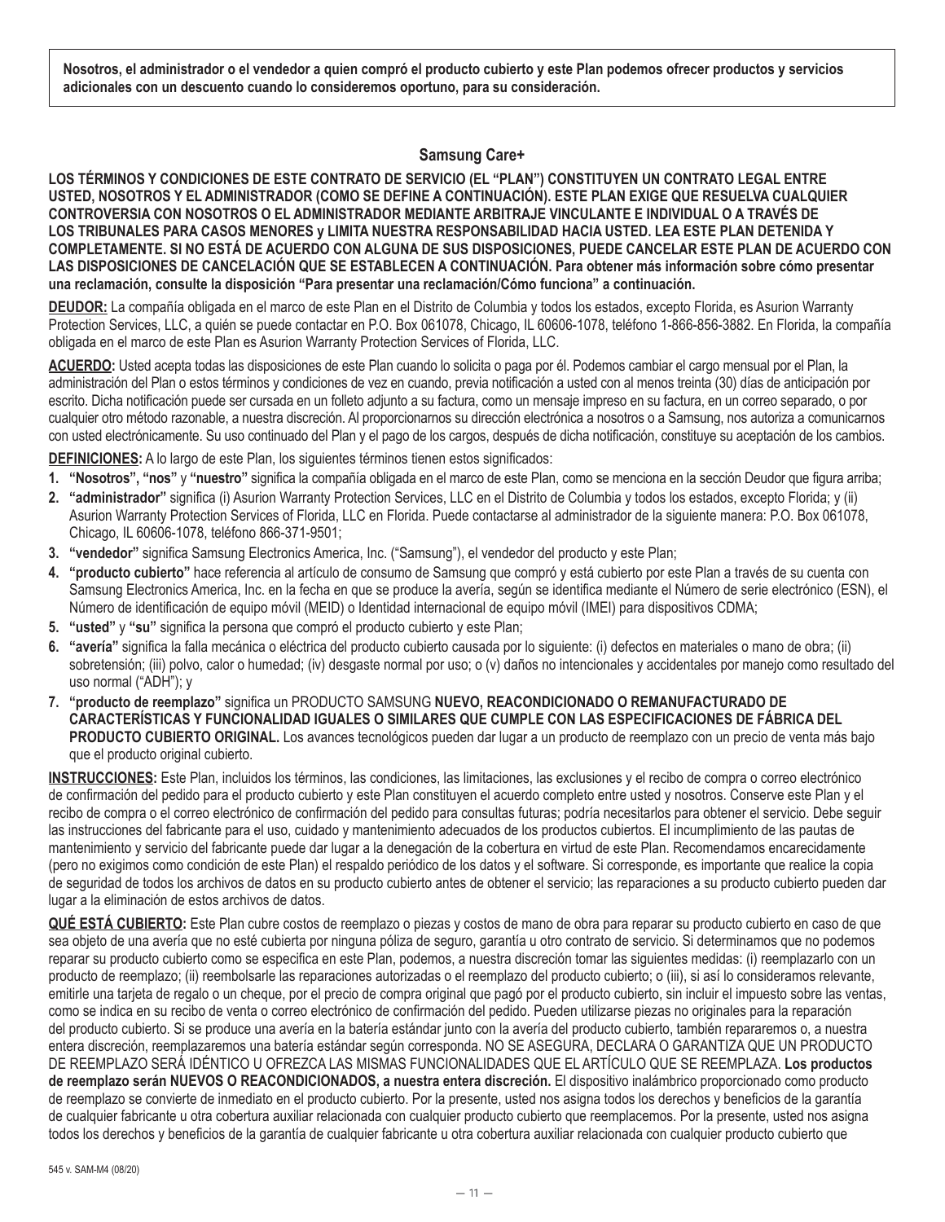**Nosotros, el administrador o el vendedor a quien compró el producto cubierto y este Plan podemos ofrecer productos y servicios adicionales con un descuento cuando lo consideremos oportuno, para su consideración.**

## Samsung Care+

**LOS TÉRMINOS Y CONDICIONES DE ESTE CONTRATO DE SERVICIO (EL "PLAN") CONSTITUYEN UN CONTRATO LEGAL ENTRE USTED, NOSOTROS Y EL ADMINISTRADOR (COMO SE DEFINE A CONTINUACIÓN). ESTE PLAN EXIGE QUE RESUELVA CUALQUIER CONTROVERSIA CON NOSOTROS O EL ADMINISTRADOR MEDIANTE ARBITRAJE VINCULANTE E INDIVIDUAL O A TRAVÉS DE LOS TRIBUNALES PARA CASOS MENORES y LIMITA NUESTRA RESPONSABILIDAD HACIA USTED. LEA ESTE PLAN DETENIDA Y COMPLETAMENTE. SI NO ESTÁ DE ACUERDO CON ALGUNA DE SUS DISPOSICIONES, PUEDE CANCELAR ESTE PLAN DE ACUERDO CON LAS DISPOSICIONES DE CANCELACIÓN QUE SE ESTABLECEN A CONTINUACIÓN. Para obtener más información sobre cómo presentar una reclamación, consulte la disposición "Para presentar una reclamación/Cómo funciona" a continuación.**

**DEUDOR:** La compañía obligada en el marco de este Plan en el Distrito de Columbia y todos los estados, excepto Florida, es Asurion Warranty Protection Services, LLC, a quién se puede contactar en P.O. Box 061078, Chicago, IL 60606-1078, teléfono 1-866-856-3882. En Florida, la compañía obligada en el marco de este Plan es Asurion Warranty Protection Services of Florida, LLC.

**ACUERDO:** Usted acepta todas las disposiciones de este Plan cuando lo solicita o paga por él. Podemos cambiar el cargo mensual por el Plan, la administración del Plan o estos términos y condiciones de vez en cuando, previa notificación a usted con al menos treinta (30) días de anticipación por escrito. Dicha notificación puede ser cursada en un folleto adjunto a su factura, como un mensaje impreso en su factura, en un correo separado, o por cualquier otro método razonable, a nuestra discreción. Al proporcionarnos su dirección electrónica a nosotros o a Samsung, nos autoriza a comunicarnos con usted electrónicamente. Su uso continuado del Plan y el pago de los cargos, después de dicha notificación, constituye su aceptación de los cambios.

**DEFINICIONES:** A lo largo de este Plan, los siguientes términos tienen estos significados:

1. **"Nosotros", "nos"** y **"nuestro"** significa la compañía obligada en el marco de este Plan, como se menciona en la sección Deudor que figura arriba;
2. **"administrador"** significa (i) Asurion Warranty Protection Services, LLC en el Distrito de Columbia y todos los estados, excepto Florida; y (ii) Asurion Warranty Protection Services of Florida, LLC en Florida. Puede contactarse al administrador de la siguiente manera: P.O. Box 061078, Chicago, IL 60606-1078, teléfono 866-371-9501;
3. **"vendedor"** significa Samsung Electronics America, Inc. ("Samsung"), el vendedor del producto y este Plan;
4. **"producto cubierto"** hace referencia al artículo de consumo de Samsung que compró y está cubierto por este Plan a través de su cuenta con Samsung Electronics America, Inc. en la fecha en que se produce la avería, según se identifica mediante el Número de serie electrónico (ESN), el Número de identificación de equipo móvil (MEID) o Identidad internacional de equipo móvil (IMEI) para dispositivos CDMA;
5. **"usted"** y **"su"** significa la persona que compró el producto cubierto y este Plan;
6. **"avería"** significa la falla mecánica o eléctrica del producto cubierto causada por lo siguiente: (i) defectos en materiales o mano de obra; (ii) sobretensión; (iii) polvo, calor o humedad; (iv) desgaste normal por uso; o (v) daños no intencionales y accidentales por manejo como resultado del uso normal ("ADH"); y
7. **"producto de reemplazo"** significa un PRODUCTO SAMSUNG **NUEVO, REACONDICIONADO O REMANUFACTURADO DE CARACTERÍSTICAS Y FUNCIONALIDAD IGUALES O SIMILARES QUE CUMPLE CON LAS ESPECIFICACIONES DE FÁBRICA DEL PRODUCTO CUBIERTO ORIGINAL.** Los avances tecnológicos pueden dar lugar a un producto de reemplazo con un precio de venta más bajo que el producto original cubierto.

**INSTRUCCIONES:** Este Plan, incluidos los términos, las condiciones, las limitaciones, las exclusiones y el recibo de compra o correo electrónico de confirmación del pedido para el producto cubierto y este Plan constituyen el acuerdo completo entre usted y nosotros. Conserve este Plan y el recibo de compra o el correo electrónico de confirmación del pedido para consultas futuras; podría necesitarlos para obtener el servicio. Debe seguir las instrucciones del fabricante para el uso, cuidado y mantenimiento adecuados de los productos cubiertos. El incumplimiento de las pautas de mantenimiento y servicio del fabricante puede dar lugar a la denegación de la cobertura en virtud de este Plan. Recomendamos encarecidamente (pero no exigimos como condición de este Plan) el respaldo periódico de los datos y el software. Si corresponde, es importante que realice la copia de seguridad de todos los archivos de datos en su producto cubierto antes de obtener el servicio; las reparaciones a su producto cubierto pueden dar lugar a la eliminación de estos archivos de datos.

**QUÉ ESTÁ CUBIERTO:** Este Plan cubre costos de reemplazo o piezas y costos de mano de obra para reparar su producto cubierto en caso de que sea objeto de una avería que no esté cubierta por ninguna póliza de seguro, garantía u otro contrato de servicio. Si determinamos que no podemos reparar su producto cubierto como se especifica en este Plan, podemos, a nuestra discreción tomar las siguientes medidas: (i) reemplazarlo con un producto de reemplazo; (ii) reembolsarle las reparaciones autorizadas o el reemplazo del producto cubierto; o (iii), si así lo consideramos relevante, emitirle una tarjeta de regalo o un cheque, por el precio de compra original que pagó por el producto cubierto, sin incluir el impuesto sobre las ventas, como se indica en su recibo de venta o correo electrónico de confirmación del pedido. Pueden utilizarse piezas no originales para la reparación del producto cubierto. Si se produce una avería en la batería estándar junto con la avería del producto cubierto, también repararemos o, a nuestra entera discreción, reemplazaremos una batería estándar según corresponda. NO SE ASEGURA, DECLARA O GARANTIZA QUE UN PRODUCTO DE REEMPLAZO SERÁ IDÉNTICO U OFREZCA LAS MISMAS FUNCIONALIDADES QUE EL ARTÍCULO QUE SE REEMPLAZA. **Los productos de reemplazo serán NUEVOS O REACONDICIONADOS, a nuestra entera discreción.** El dispositivo inalámbrico proporcionado como producto de reemplazo se convierte de inmediato en el producto cubierto. Por la presente, usted nos asigna todos los derechos y beneficios de la garantía de cualquier fabricante u otra cobertura auxiliar relacionada con cualquier producto cubierto que reemplacemos. Por la presente, usted nos asigna todos los derechos y beneficios de la garantía de cualquier fabricante u otra cobertura auxiliar relacionada con cualquier producto cubierto que

545 v. SAM-M4 (08/20)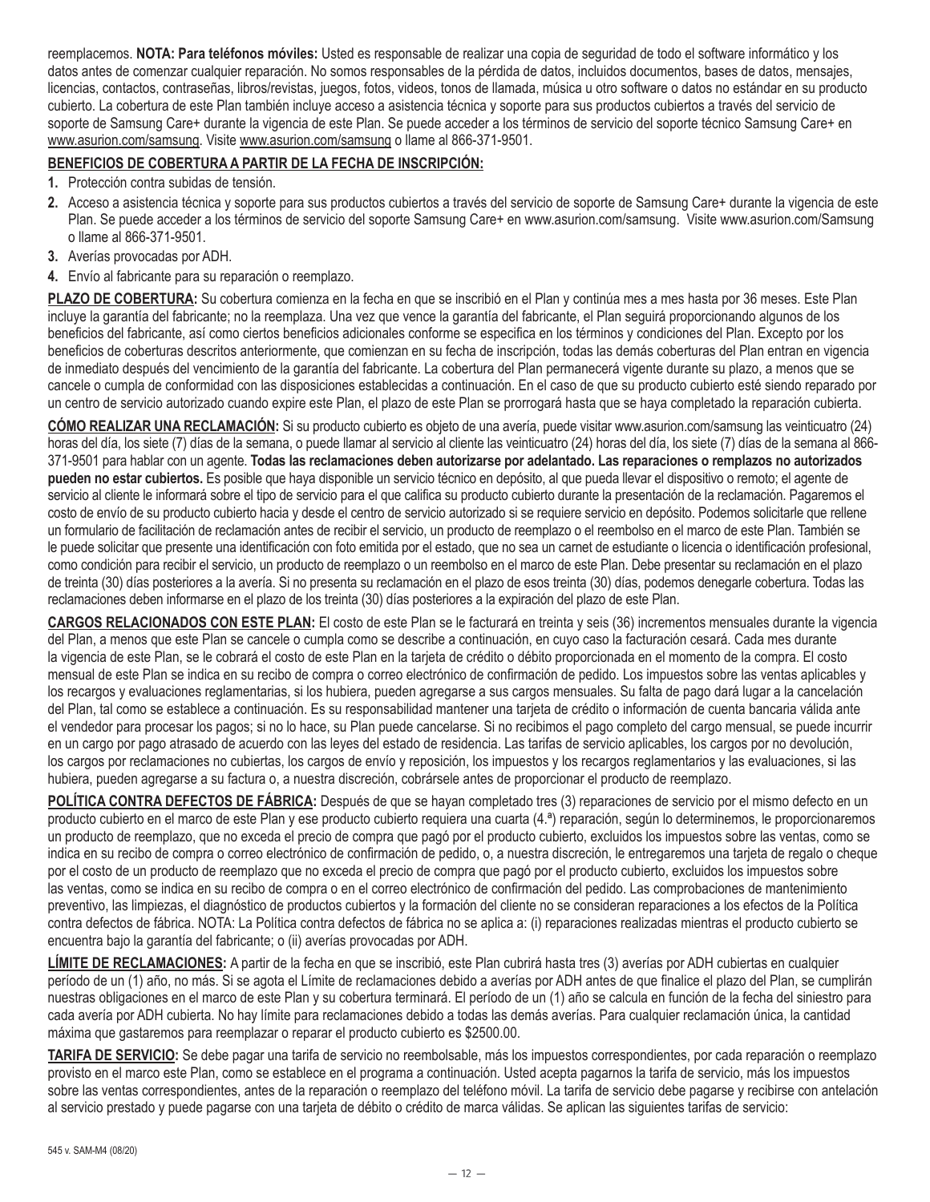reemplacemos. **NOTA: Para teléfonos móviles:** Usted es responsable de realizar una copia de seguridad de todo el software informático y los datos antes de comenzar cualquier reparación. No somos responsables de la pérdida de datos, incluidos documentos, bases de datos, mensajes, licencias, contactos, contraseñas, libros/revistas, juegos, fotos, videos, tonos de llamada, música u otro software o datos no estándar en su producto cubierto. La cobertura de este Plan también incluye acceso a asistencia técnica y soporte para sus productos cubiertos a través del servicio de soporte de Samsung Care+ durante la vigencia de este Plan. Se puede acceder a los términos de servicio del soporte técnico Samsung Care+ en www.asurion.com/samsung. Visite www.asurion.com/samsung o llame al 866-371-9501.

**BENEFICIOS DE COBERTURA A PARTIR DE LA FECHA DE INSCRIPCIÓN:**

1. Protección contra subidas de tensión.
2. Acceso a asistencia técnica y soporte para sus productos cubiertos a través del servicio de soporte de Samsung Care+ durante la vigencia de este Plan. Se puede acceder a los términos de servicio del soporte Samsung Care+ en www.asurion.com/samsung. Visite www.asurion.com/Samsung o llame al 866-371-9501.
3. Averías provocadas por ADH.
4. Envío al fabricante para su reparación o reemplazo.

**PLAZO DE COBERTURA:** Su cobertura comienza en la fecha en que se inscribió en el Plan y continúa mes a mes hasta por 36 meses. Este Plan incluye la garantía del fabricante; no la reemplaza. Una vez que vence la garantía del fabricante, el Plan seguirá proporcionando algunos de los beneficios del fabricante, así como ciertos beneficios adicionales conforme se especifica en los términos y condiciones del Plan. Excepto por los beneficios de coberturas descritos anteriormente, que comienzan en su fecha de inscripción, todas las demás coberturas del Plan entran en vigencia de inmediato después del vencimiento de la garantía del fabricante. La cobertura del Plan permanecerá vigente durante su plazo, a menos que se cancele o cumpla de conformidad con las disposiciones establecidas a continuación. En el caso de que su producto cubierto esté siendo reparado por un centro de servicio autorizado cuando expire este Plan, el plazo de este Plan se prorrogará hasta que se haya completado la reparación cubierta.

**CÓMO REALIZAR UNA RECLAMACIÓN:** Si su producto cubierto es objeto de una avería, puede visitar www.asurion.com/samsung las veinticuatro (24) horas del día, los siete (7) días de la semana, o puede llamar al servicio al cliente las veinticuatro (24) horas del día, los siete (7) días de la semana al 866-371-9501 para hablar con un agente. **Todas las reclamaciones deben autorizarse por adelantado. Las reparaciones o remplazos no autorizados pueden no estar cubiertos.** Es posible que haya disponible un servicio técnico en depósito, al que pueda llevar el dispositivo o remoto; el agente de servicio al cliente le informará sobre el tipo de servicio para el que califica su producto cubierto durante la presentación de la reclamación. Pagaremos el costo de envío de su producto cubierto hacia y desde el centro de servicio autorizado si se requiere servicio en depósito. Podemos solicitarle que rellene un formulario de facilitación de reclamación antes de recibir el servicio, un producto de reemplazo o el reembolso en el marco de este Plan. También se le puede solicitar que presente una identificación con foto emitida por el estado, que no sea un carnet de estudiante o licencia o identificación profesional, como condición para recibir el servicio, un producto de reemplazo o un reembolso en el marco de este Plan. Debe presentar su reclamación en el plazo de treinta (30) días posteriores a la avería. Si no presenta su reclamación en el plazo de esos treinta (30) días, podemos denegarle cobertura. Todas las reclamaciones deben informarse en el plazo de los treinta (30) días posteriores a la expiración del plazo de este Plan.

**CARGOS RELACIONADOS CON ESTE PLAN:** El costo de este Plan se le facturará en treinta y seis (36) incrementos mensuales durante la vigencia del Plan, a menos que este Plan se cancele o cumpla como se describe a continuación, en cuyo caso la facturación cesará. Cada mes durante la vigencia de este Plan, se le cobrará el costo de este Plan en la tarjeta de crédito o débito proporcionada en el momento de la compra. El costo mensual de este Plan se indica en su recibo de compra o correo electrónico de confirmación de pedido. Los impuestos sobre las ventas aplicables y los recargos y evaluaciones reglamentarias, si los hubiera, pueden agregarse a sus cargos mensuales. Su falta de pago dará lugar a la cancelación del Plan, tal como se establece a continuación. Es su responsabilidad mantener una tarjeta de crédito o información de cuenta bancaria válida ante el vendedor para procesar los pagos; si no lo hace, su Plan puede cancelarse. Si no recibimos el pago completo del cargo mensual, se puede incurrir en un cargo por pago atrasado de acuerdo con las leyes del estado de residencia. Las tarifas de servicio aplicables, los cargos por no devolución, los cargos por reclamaciones no cubiertas, los cargos de envío y reposición, los impuestos y los recargos reglamentarios y las evaluaciones, si las hubiera, pueden agregarse a su factura o, a nuestra discreción, cobrársele antes de proporcionar el producto de reemplazo.

**POLÍTICA CONTRA DEFECTOS DE FÁBRICA:** Después de que se hayan completado tres (3) reparaciones de servicio por el mismo defecto en un producto cubierto en el marco de este Plan y ese producto cubierto requiera una cuarta (4.ª) reparación, según lo determinemos, le proporcionaremos un producto de reemplazo, que no exceda el precio de compra que pagó por el producto cubierto, excluidos los impuestos sobre las ventas, como se indica en su recibo de compra o correo electrónico de confirmación de pedido, o, a nuestra discreción, le entregaremos una tarjeta de regalo o cheque por el costo de un producto de reemplazo que no exceda el precio de compra que pagó por el producto cubierto, excluidos los impuestos sobre las ventas, como se indica en su recibo de compra o en el correo electrónico de confirmación del pedido. Las comprobaciones de mantenimiento preventivo, las limpiezas, el diagnóstico de productos cubiertos y la formación del cliente no se consideran reparaciones a los efectos de la Política contra defectos de fábrica. NOTA: La Política contra defectos de fábrica no se aplica a: (i) reparaciones realizadas mientras el producto cubierto se encuentra bajo la garantía del fabricante; o (ii) averías provocadas por ADH.

**LÍMITE DE RECLAMACIONES:** A partir de la fecha en que se inscribió, este Plan cubrirá hasta tres (3) averías por ADH cubiertas en cualquier período de un (1) año, no más. Si se agota el Límite de reclamaciones debido a averías por ADH antes de que finalice el plazo del Plan, se cumplirán nuestras obligaciones en el marco de este Plan y su cobertura terminará. El período de un (1) año se calcula en función de la fecha del siniestro para cada avería por ADH cubierta. No hay límite para reclamaciones debido a todas las demás averías. Para cualquier reclamación única, la cantidad máxima que gastaremos para reemplazar o reparar el producto cubierto es $2500.00.

**TARIFA DE SERVICIO:** Se debe pagar una tarifa de servicio no reembolsable, más los impuestos correspondientes, por cada reparación o reemplazo provisto en el marco este Plan, como se establece en el programa a continuación. Usted acepta pagarnos la tarifa de servicio, más los impuestos sobre las ventas correspondientes, antes de la reparación o reemplazo del teléfono móvil. La tarifa de servicio debe pagarse y recibirse con antelación al servicio prestado y puede pagarse con una tarjeta de débito o crédito de marca válidas. Se aplican las siguientes tarifas de servicio:

545 v. SAM-M4 (08/20)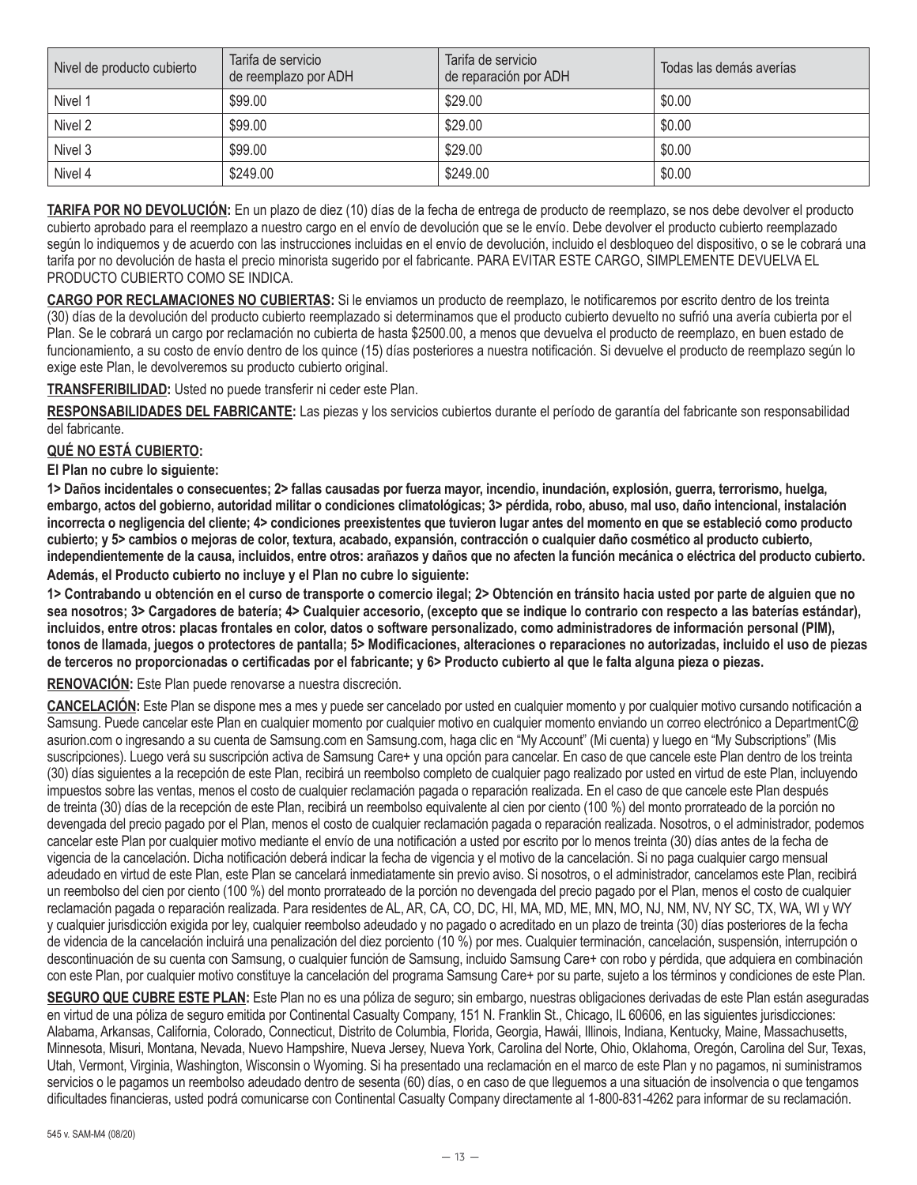| Nivel de producto cubierto | Tarifa de servicio de reemplazo por ADH | Tarifa de servicio de reparación por ADH | Todas las demás averías |
|---|---|---|---|
| Nivel 1 | $99.00 | $29.00 | $0.00 |
| Nivel 2 | $99.00 | $29.00 | $0.00 |
| Nivel 3 | $99.00 | $29.00 | $0.00 |
| Nivel 4 | $249.00 | $249.00 | $0.00 |

**TARIFA POR NO DEVOLUCIÓN:** En un plazo de diez (10) días de la fecha de entrega de producto de reemplazo, se nos debe devolver el producto cubierto aprobado para el reemplazo a nuestro cargo en el envío de devolución que se le envió. Debe devolver el producto cubierto reemplazado según lo indiquemos y de acuerdo con las instrucciones incluidas en el envío de devolución, incluido el desbloqueo del dispositivo, o se le cobrará una tarifa por no devolución de hasta el precio minorista sugerido por el fabricante. PARA EVITAR ESTE CARGO, SIMPLEMENTE DEVUELVA EL PRODUCTO CUBIERTO COMO SE INDICA.

**CARGO POR RECLAMACIONES NO CUBIERTAS:** Si le enviamos un producto de reemplazo, le notificaremos por escrito dentro de los treinta (30) días de la devolución del producto cubierto reemplazado si determinamos que el producto cubierto devuelto no sufrió una avería cubierta por el Plan. Se le cobrará un cargo por reclamación no cubierta de hasta $2500.00, a menos que devuelva el producto de reemplazo, en buen estado de funcionamiento, a su costo de envío dentro de los quince (15) días posteriores a nuestra notificación. Si devuelve el producto de reemplazo según lo exige este Plan, le devolveremos su producto cubierto original.

**TRANSFERIBILIDAD:** Usted no puede transferir ni ceder este Plan.

**RESPONSABILIDADES DEL FABRICANTE:** Las piezas y los servicios cubiertos durante el período de garantía del fabricante son responsabilidad del fabricante.

**QUÉ NO ESTÁ CUBIERTO:**

**El Plan no cubre lo siguiente:**

**1> Daños incidentales o consecuentes; 2> fallas causadas por fuerza mayor, incendio, inundación, explosión, guerra, terrorismo, huelga, embargo, actos del gobierno, autoridad militar o condiciones climatológicas; 3> pérdida, robo, abuso, mal uso, daño intencional, instalación incorrecta o negligencia del cliente; 4> condiciones preexistentes que tuvieron lugar antes del momento en que se estableció como producto cubierto; y 5> cambios o mejoras de color, textura, acabado, expansión, contracción o cualquier daño cosmético al producto cubierto, independientemente de la causa, incluidos, entre otros: arañazos y daños que no afecten la función mecánica o eléctrica del producto cubierto.**

**Además, el Producto cubierto no incluye y el Plan no cubre lo siguiente:**

**1> Contrabando u obtención en el curso de transporte o comercio ilegal; 2> Obtención en tránsito hacia usted por parte de alguien que no sea nosotros; 3> Cargadores de batería; 4> Cualquier accesorio, (excepto que se indique lo contrario con respecto a las baterías estándar), incluidos, entre otros: placas frontales en color, datos o software personalizado, como administradores de información personal (PIM), tonos de llamada, juegos o protectores de pantalla; 5> Modificaciones, alteraciones o reparaciones no autorizadas, incluido el uso de piezas de terceros no proporcionadas o certificadas por el fabricante; y 6> Producto cubierto al que le falta alguna pieza o piezas.**

**RENOVACIÓN:** Este Plan puede renovarse a nuestra discreción.

**CANCELACIÓN:** Este Plan se dispone mes a mes y puede ser cancelado por usted en cualquier momento y por cualquier motivo cursando notificación a Samsung. Puede cancelar este Plan en cualquier momento por cualquier motivo en cualquier momento enviando un correo electrónico a DepartmentC@asurion.com o ingresando a su cuenta de Samsung.com en Samsung.com, haga clic en "My Account" (Mi cuenta) y luego en "My Subscriptions" (Mis suscripciones). Luego verá su suscripción activa de Samsung Care+ y una opción para cancelar. En caso de que cancele este Plan dentro de los treinta (30) días siguientes a la recepción de este Plan, recibirá un reembolso completo de cualquier pago realizado por usted en virtud de este Plan, incluyendo impuestos sobre las ventas, menos el costo de cualquier reclamación pagada o reparación realizada. En el caso de que cancele este Plan después de treinta (30) días de la recepción de este Plan, recibirá un reembolso equivalente al cien por ciento (100 %) del monto prorrateado de la porción no devengada del precio pagado por el Plan, menos el costo de cualquier reclamación pagada o reparación realizada. Nosotros, o el administrador, podemos cancelar este Plan por cualquier motivo mediante el envío de una notificación a usted por escrito por lo menos treinta (30) días antes de la fecha de vigencia de la cancelación. Dicha notificación deberá indicar la fecha de vigencia y el motivo de la cancelación. Si no paga cualquier cargo mensual adeudado en virtud de este Plan, este Plan se cancelará inmediatamente sin previo aviso. Si nosotros, o el administrador, cancelamos este Plan, recibirá un reembolso del cien por ciento (100 %) del monto prorrateado de la porción no devengada del precio pagado por el Plan, menos el costo de cualquier reclamación pagada o reparación realizada. Para residentes de AL, AR, CA, CO, DC, HI, MA, MD, ME, MN, MO, NJ, NM, NV, NY SC, TX, WA, WI y WY y cualquier jurisdicción exigida por ley, cualquier reembolso adeudado y no pagado o acreditado en un plazo de treinta (30) días posteriores de la fecha de videncia de la cancelación incluirá una penalización del diez porciento (10 %) por mes. Cualquier terminación, cancelación, suspensión, interrupción o descontinuación de su cuenta con Samsung, o cualquier función de Samsung, incluido Samsung Care+ con robo y pérdida, que adquiera en combinación con este Plan, por cualquier motivo constituye la cancelación del programa Samsung Care+ por su parte, sujeto a los términos y condiciones de este Plan.

**SEGURO QUE CUBRE ESTE PLAN:** Este Plan no es una póliza de seguro; sin embargo, nuestras obligaciones derivadas de este Plan están aseguradas en virtud de una póliza de seguro emitida por Continental Casualty Company, 151 N. Franklin St., Chicago, IL 60606, en las siguientes jurisdicciones: Alabama, Arkansas, California, Colorado, Connecticut, Distrito de Columbia, Florida, Georgia, Hawái, Illinois, Indiana, Kentucky, Maine, Massachusetts, Minnesota, Misuri, Montana, Nevada, Nuevo Hampshire, Nueva Jersey, Nueva York, Carolina del Norte, Ohio, Oklahoma, Oregón, Carolina del Sur, Texas, Utah, Vermont, Virginia, Washington, Wisconsin o Wyoming. Si ha presentado una reclamación en el marco de este Plan y no pagamos, ni suministramos servicios o le pagamos un reembolso adeudado dentro de sesenta (60) días, o en caso de que lleguemos a una situación de insolvencia o que tengamos dificultades financieras, usted podrá comunicarse con Continental Casualty Company directamente al 1-800-831-4262 para informar de su reclamación.

545 v. SAM-M4 (08/20)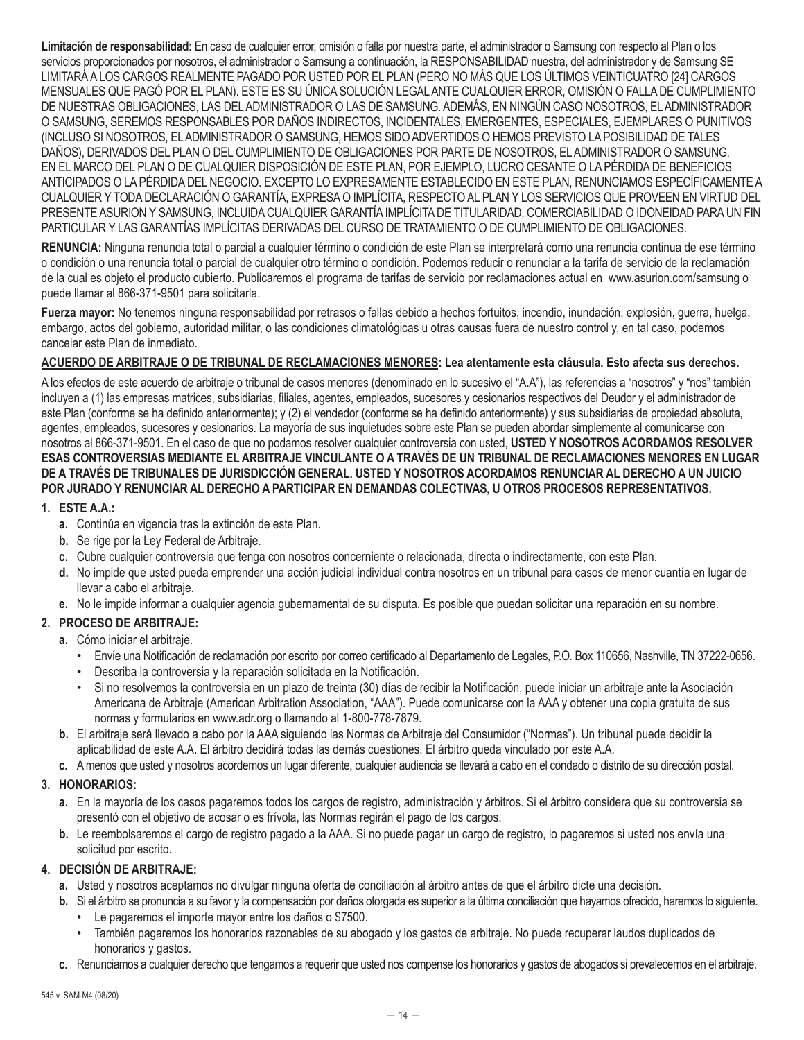**Limitación de responsabilidad:** En caso de cualquier error, omisión o falla por nuestra parte, el administrador o Samsung con respecto al Plan o los servicios proporcionados por nosotros, el administrador o Samsung a continuación, la RESPONSABILIDAD nuestra, del administrador y de Samsung SE LIMITARÁ A LOS CARGOS REALMENTE PAGADO POR USTED POR EL PLAN (PERO NO MÁS QUE LOS ÚLTIMOS VEINTICUATRO [24] CARGOS MENSUALES QUE PAGÓ POR EL PLAN). ESTE ES SU ÚNICA SOLUCIÓN LEGAL ANTE CUALQUIER ERROR, OMISIÓN O FALLA DE CUMPLIMIENTO DE NUESTRAS OBLIGACIONES, LAS DEL ADMINISTRADOR O LAS DE SAMSUNG. ADEMÁS, EN NINGÚN CASO NOSOTROS, EL ADMINISTRADOR O SAMSUNG, SEREMOS RESPONSABLES POR DAÑOS INDIRECTOS, INCIDENTALES, EMERGENTES, ESPECIALES, EJEMPLARES O PUNITIVOS (INCLUSO SI NOSOTROS, EL ADMINISTRADOR O SAMSUNG, HEMOS SIDO ADVERTIDOS O HEMOS PREVISTO LA POSIBILIDAD DE TALES DAÑOS), DERIVADOS DEL PLAN O DEL CUMPLIMIENTO DE OBLIGACIONES POR PARTE DE NOSOTROS, EL ADMINISTRADOR O SAMSUNG, EN EL MARCO DEL PLAN O DE CUALQUIER DISPOSICIÓN DE ESTE PLAN, POR EJEMPLO, LUCRO CESANTE O LA PÉRDIDA DE BENEFICIOS ANTICIPADOS O LA PÉRDIDA DEL NEGOCIO. EXCEPTO LO EXPRESAMENTE ESTABLECIDO EN ESTE PLAN, RENUNCIAMOS ESPECÍFICAMENTE A CUALQUIER Y TODA DECLARACIÓN O GARANTÍA, EXPRESA O IMPLÍCITA, RESPECTO AL PLAN Y LOS SERVICIOS QUE PROVEEN EN VIRTUD DEL PRESENTE ASURION Y SAMSUNG, INCLUIDA CUALQUIER GARANTÍA IMPLÍCITA DE TITULARIDAD, COMERCIABILIDAD O IDONEIDAD PARA UN FIN PARTICULAR Y LAS GARANTÍAS IMPLÍCITAS DERIVADAS DEL CURSO DE TRATAMIENTO O DE CUMPLIMIENTO DE OBLIGACIONES.

**RENUNCIA:** Ninguna renuncia total o parcial a cualquier término o condición de este Plan se interpretará como una renuncia continua de ese término o condición o una renuncia total o parcial de cualquier otro término o condición. Podemos reducir o renunciar a la tarifa de servicio de la reclamación de la cual es objeto el producto cubierto. Publicaremos el programa de tarifas de servicio por reclamaciones actual en www.asurion.com/samsung o puede llamar al 866-371-9501 para solicitarla.

**Fuerza mayor:** No tenemos ninguna responsabilidad por retrasos o fallas debido a hechos fortuitos, incendio, inundación, explosión, guerra, huelga, embargo, actos del gobierno, autoridad militar, o las condiciones climatológicas u otras causas fuera de nuestro control y, en tal caso, podemos cancelar este Plan de inmediato.

**ACUERDO DE ARBITRAJE O DE TRIBUNAL DE RECLAMACIONES MENORES: Lea atentamente esta cláusula. Esto afecta sus derechos.**

A los efectos de este acuerdo de arbitraje o tribunal de casos menores (denominado en lo sucesivo el "A.A"), las referencias a "nosotros" y "nos" también incluyen a (1) las empresas matrices, subsidiarias, filiales, agentes, empleados, sucesores y cesionarios respectivos del Deudor y el administrador de este Plan (conforme se ha definido anteriormente); y (2) el vendedor (conforme se ha definido anteriormente) y sus subsidiarias de propiedad absoluta, agentes, empleados, sucesores y cesionarios. La mayoría de sus inquietudes sobre este Plan se pueden abordar simplemente al comunicarse con nosotros al 866-371-9501. En el caso de que no podamos resolver cualquier controversia con usted, **USTED Y NOSOTROS ACORDAMOS RESOLVER ESAS CONTROVERSIAS MEDIANTE EL ARBITRAJE VINCULANTE O A TRAVÉS DE UN TRIBUNAL DE RECLAMACIONES MENORES EN LUGAR DE A TRAVÉS DE TRIBUNALES DE JURISDICCIÓN GENERAL. USTED Y NOSOTROS ACORDAMOS RENUNCIAR AL DERECHO A UN JUICIO POR JURADO Y RENUNCIAR AL DERECHO A PARTICIPAR EN DEMANDAS COLECTIVAS, U OTROS PROCESOS REPRESENTATIVOS.**

1. **ESTE A.A.:**
   - **a.** Continúa en vigencia tras la extinción de este Plan.
   - **b.** Se rige por la Ley Federal de Arbitraje.
   - **c.** Cubre cualquier controversia que tenga con nosotros concerniente o relacionada, directa o indirectamente, con este Plan.
   - **d.** No impide que usted pueda emprender una acción judicial individual contra nosotros en un tribunal para casos de menor cuantía en lugar de llevar a cabo el arbitraje.
   - **e.** No le impide informar a cualquier agencia gubernamental de su disputa. Es posible que puedan solicitar una reparación en su nombre.
2. **PROCESO DE ARBITRAJE:**
   - **a.** Cómo iniciar el arbitraje.
     - Envíe una Notificación de reclamación por escrito por correo certificado al Departamento de Legales, P.O. Box 110656, Nashville, TN 37222-0656.
     - Describa la controversia y la reparación solicitada en la Notificación.
     - Si no resolvemos la controversia en un plazo de treinta (30) días de recibir la Notificación, puede iniciar un arbitraje ante la Asociación Americana de Arbitraje (American Arbitration Association, "AAA"). Puede comunicarse con la AAA y obtener una copia gratuita de sus normas y formularios en www.adr.org o llamando al 1-800-778-7879.
   - **b.** El arbitraje será llevado a cabo por la AAA siguiendo las Normas de Arbitraje del Consumidor ("Normas"). Un tribunal puede decidir la aplicabilidad de este A.A. El árbitro decidirá todas las demás cuestiones. El árbitro queda vinculado por este A.A.
   - **c.** A menos que usted y nosotros acordemos un lugar diferente, cualquier audiencia se llevará a cabo en el condado o distrito de su dirección postal.
3. **HONORARIOS:**
   - **a.** En la mayoría de los casos pagaremos todos los cargos de registro, administración y árbitros. Si el árbitro considera que su controversia se presentó con el objetivo de acosar o es frívola, las Normas regirán el pago de los cargos.
   - **b.** Le reembolsaremos el cargo de registro pagado a la AAA. Si no puede pagar un cargo de registro, lo pagaremos si usted nos envía una solicitud por escrito.
4. **DECISIÓN DE ARBITRAJE:**
   - **a.** Usted y nosotros aceptamos no divulgar ninguna oferta de conciliación al árbitro antes de que el árbitro dicte una decisión.
   - **b.** Si el árbitro se pronuncia a su favor y la compensación por daños otorgada es superior a la última conciliación que hayamos ofrecido, haremos lo siguiente.
     - Le pagaremos el importe mayor entre los daños o $7500.
     - También pagaremos los honorarios razonables de su abogado y los gastos de arbitraje. No puede recuperar laudos duplicados de honorarios y gastos.
   - **c.** Renunciamos a cualquier derecho que tengamos a requerir que usted nos compense los honorarios y gastos de abogados si prevalecemos en el arbitraje.

545 v. SAM-M4 (08/20)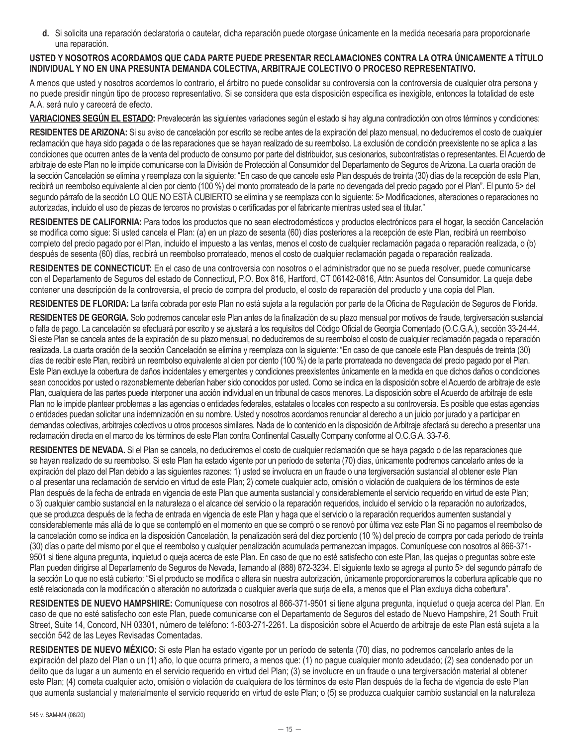**d.** Si solicita una reparación declaratoria o cautelar, dicha reparación puede otorgase únicamente en la medida necesaria para proporcionarle una reparación.

**USTED Y NOSOTROS ACORDAMOS QUE CADA PARTE PUEDE PRESENTAR RECLAMACIONES CONTRA LA OTRA ÚNICAMENTE A TÍTULO INDIVIDUAL Y NO EN UNA PRESUNTA DEMANDA COLECTIVA, ARBITRAJE COLECTIVO O PROCESO REPRESENTATIVO.**

A menos que usted y nosotros acordemos lo contrario, el árbitro no puede consolidar su controversia con la controversia de cualquier otra persona y no puede presidir ningún tipo de proceso representativo. Si se considera que esta disposición específica es inexigible, entonces la totalidad de este A.A. será nulo y carecerá de efecto.

**VARIACIONES SEGÚN EL ESTADO:** Prevalecerán las siguientes variaciones según el estado si hay alguna contradicción con otros términos y condiciones:

**RESIDENTES DE ARIZONA:** Si su aviso de cancelación por escrito se recibe antes de la expiración del plazo mensual, no deduciremos el costo de cualquier reclamación que haya sido pagada o de las reparaciones que se hayan realizado de su reembolso. La exclusión de condición preexistente no se aplica a las condiciones que ocurren antes de la venta del producto de consumo por parte del distribuidor, sus cesionarios, subcontratistas o representantes. El Acuerdo de arbitraje de este Plan no le impide comunicarse con la División de Protección al Consumidor del Departamento de Seguros de Arizona. La cuarta oración de la sección Cancelación se elimina y reemplaza con la siguiente: "En caso de que cancele este Plan después de treinta (30) días de la recepción de este Plan, recibirá un reembolso equivalente al cien por ciento (100 %) del monto prorrateado de la parte no devengada del precio pagado por el Plan". El punto 5> del segundo párrafo de la sección LO QUE NO ESTÁ CUBIERTO se elimina y se reemplaza con lo siguiente: 5> Modificaciones, alteraciones o reparaciones no autorizadas, incluido el uso de piezas de terceros no provistas o certificadas por el fabricante mientras usted sea el titular."

**RESIDENTES DE CALIFORNIA:** Para todos los productos que no sean electrodomésticos y productos electrónicos para el hogar, la sección Cancelación se modifica como sigue: Si usted cancela el Plan: (a) en un plazo de sesenta (60) días posteriores a la recepción de este Plan, recibirá un reembolso completo del precio pagado por el Plan, incluido el impuesto a las ventas, menos el costo de cualquier reclamación pagada o reparación realizada, o (b) después de sesenta (60) días, recibirá un reembolso prorrateado, menos el costo de cualquier reclamación pagada o reparación realizada.

**RESIDENTES DE CONNECTICUT:** En el caso de una controversia con nosotros o el administrador que no se pueda resolver, puede comunicarse con el Departamento de Seguros del estado de Connecticut, P.O. Box 816, Hartford, CT 06142-0816, Attn: Asuntos del Consumidor. La queja debe contener una descripción de la controversia, el precio de compra del producto, el costo de reparación del producto y una copia del Plan.

**RESIDENTES DE FLORIDA:** La tarifa cobrada por este Plan no está sujeta a la regulación por parte de la Oficina de Regulación de Seguros de Florida.

**RESIDENTES DE GEORGIA.** Solo podremos cancelar este Plan antes de la finalización de su plazo mensual por motivos de fraude, tergiversación sustancial o falta de pago. La cancelación se efectuará por escrito y se ajustará a los requisitos del Código Oficial de Georgia Comentado (O.C.G.A.), sección 33-24-44. Si este Plan se cancela antes de la expiración de su plazo mensual, no deduciremos de su reembolso el costo de cualquier reclamación pagada o reparación realizada. La cuarta oración de la sección Cancelación se elimina y reemplaza con la siguiente: "En caso de que cancele este Plan después de treinta (30) días de recibir este Plan, recibirá un reembolso equivalente al cien por ciento (100 %) de la parte prorrateada no devengada del precio pagado por el Plan. Este Plan excluye la cobertura de daños incidentales y emergentes y condiciones preexistentes únicamente en la medida en que dichos daños o condiciones sean conocidos por usted o razonablemente deberían haber sido conocidos por usted. Como se indica en la disposición sobre el Acuerdo de arbitraje de este Plan, cualquiera de las partes puede interponer una acción individual en un tribunal de casos menores. La disposición sobre el Acuerdo de arbitraje de este Plan no le impide plantear problemas a las agencias o entidades federales, estatales o locales con respecto a su controversia. Es posible que estas agencias o entidades puedan solicitar una indemnización en su nombre. Usted y nosotros acordamos renunciar al derecho a un juicio por jurado y a participar en demandas colectivas, arbitrajes colectivos u otros procesos similares. Nada de lo contenido en la disposición de Arbitraje afectará su derecho a presentar una reclamación directa en el marco de los términos de este Plan contra Continental Casualty Company conforme al O.C.G.A. 33-7-6.

**RESIDENTES DE NEVADA.** Si el Plan se cancela, no deduciremos el costo de cualquier reclamación que se haya pagado o de las reparaciones que se hayan realizado de su reembolso. Si este Plan ha estado vigente por un período de setenta (70) días, únicamente podremos cancelarlo antes de la expiración del plazo del Plan debido a las siguientes razones: 1) usted se involucra en un fraude o una tergiversación sustancial al obtener este Plan o al presentar una reclamación de servicio en virtud de este Plan; 2) comete cualquier acto, omisión o violación de cualquiera de los términos de este Plan después de la fecha de entrada en vigencia de este Plan que aumenta sustancial y considerablemente el servicio requerido en virtud de este Plan; o 3) cualquier cambio sustancial en la naturaleza o el alcance del servicio o la reparación requeridos, incluido el servicio o la reparación no autorizados, que se produzca después de la fecha de entrada en vigencia de este Plan y haga que el servicio o la reparación requeridos aumenten sustancial y considerablemente más allá de lo que se contempló en el momento en que se compró o se renovó por última vez este Plan Si no pagamos el reembolso de la cancelación como se indica en la disposición Cancelación, la penalización será del diez porciento (10 %) del precio de compra por cada período de treinta (30) días o parte del mismo por el que el reembolso y cualquier penalización acumulada permanezcan impagos. Comuníquese con nosotros al 866-371-9501 si tiene alguna pregunta, inquietud o queja acerca de este Plan. En caso de que no esté satisfecho con este Plan, las quejas o preguntas sobre este Plan pueden dirigirse al Departamento de Seguros de Nevada, llamando al (888) 872-3234. El siguiente texto se agrega al punto 5> del segundo párrafo de la sección Lo que no está cubierto: "Si el producto se modifica o altera sin nuestra autorización, únicamente proporcionaremos la cobertura aplicable que no esté relacionada con la modificación o alteración no autorizada o cualquier avería que surja de ella, a menos que el Plan excluya dicha cobertura".

**RESIDENTES DE NUEVO HAMPSHIRE:** Comuníquese con nosotros al 866-371-9501 si tiene alguna pregunta, inquietud o queja acerca del Plan. En caso de que no esté satisfecho con este Plan, puede comunicarse con el Departamento de Seguros del estado de Nuevo Hampshire, 21 South Fruit Street, Suite 14, Concord, NH 03301, número de teléfono: 1-603-271-2261. La disposición sobre el Acuerdo de arbitraje de este Plan está sujeta a la sección 542 de las Leyes Revisadas Comentadas.

**RESIDENTES DE NUEVO MÉXICO:** Si este Plan ha estado vigente por un período de setenta (70) días, no podremos cancelarlo antes de la expiración del plazo del Plan o un (1) año, lo que ocurra primero, a menos que: (1) no pague cualquier monto adeudado; (2) sea condenado por un delito que da lugar a un aumento en el servicio requerido en virtud del Plan; (3) se involucre en un fraude o una tergiversación material al obtener este Plan; (4) cometa cualquier acto, omisión o violación de cualquiera de los términos de este Plan después de la fecha de vigencia de este Plan que aumenta sustancial y materialmente el servicio requerido en virtud de este Plan; o (5) se produzca cualquier cambio sustancial en la naturaleza

545 v. SAM-M4 (08/20)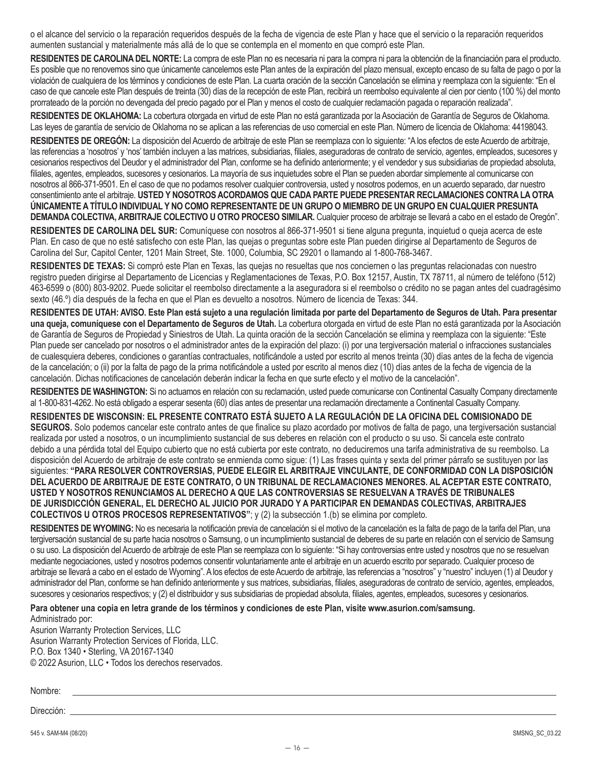o el alcance del servicio o la reparación requeridos después de la fecha de vigencia de este Plan y hace que el servicio o la reparación requeridos aumenten sustancial y materialmente más allá de lo que se contempla en el momento en que compró este Plan.

**RESIDENTES DE CAROLINA DEL NORTE:** La compra de este Plan no es necesaria ni para la compra ni para la obtención de la financiación para el producto. Es posible que no renovemos sino que únicamente cancelemos este Plan antes de la expiración del plazo mensual, excepto encaso de su falta de pago o por la violación de cualquiera de los términos y condiciones de este Plan. La cuarta oración de la sección Cancelación se elimina y reemplaza con la siguiente: "En el caso de que cancele este Plan después de treinta (30) días de la recepción de este Plan, recibirá un reembolso equivalente al cien por ciento (100 %) del monto prorrateado de la porción no devengada del precio pagado por el Plan y menos el costo de cualquier reclamación pagada o reparación realizada".

**RESIDENTES DE OKLAHOMA:** La cobertura otorgada en virtud de este Plan no está garantizada por la Asociación de Garantía de Seguros de Oklahoma. Las leyes de garantía de servicio de Oklahoma no se aplican a las referencias de uso comercial en este Plan. Número de licencia de Oklahoma: 44198043.

**RESIDENTES DE OREGÓN:** La disposición del Acuerdo de arbitraje de este Plan se reemplaza con lo siguiente: "A los efectos de este Acuerdo de arbitraje, las referencias a 'nosotros' y 'nos' también incluyen a las matrices, subsidiarias, filiales, aseguradoras de contrato de servicio, agentes, empleados, sucesores y cesionarios respectivos del Deudor y el administrador del Plan, conforme se ha definido anteriormente; y el vendedor y sus subsidiarias de propiedad absoluta, filiales, agentes, empleados, sucesores y cesionarios. La mayoría de sus inquietudes sobre el Plan se pueden abordar simplemente al comunicarse con nosotros al 866-371-9501. En el caso de que no podamos resolver cualquier controversia, usted y nosotros podemos, en un acuerdo separado, dar nuestro consentimiento ante el arbitraje. **USTED Y NOSOTROS ACORDAMOS QUE CADA PARTE PUEDE PRESENTAR RECLAMACIONES CONTRA LA OTRA ÚNICAMENTE A TÍTULO INDIVIDUAL Y NO COMO REPRESENTANTE DE UN GRUPO O MIEMBRO DE UN GRUPO EN CUALQUIER PRESUNTA DEMANDA COLECTIVA, ARBITRAJE COLECTIVO U OTRO PROCESO SIMILAR.** Cualquier proceso de arbitraje se llevará a cabo en el estado de Oregón".

**RESIDENTES DE CAROLINA DEL SUR:** Comuníquese con nosotros al 866-371-9501 si tiene alguna pregunta, inquietud o queja acerca de este Plan. En caso de que no esté satisfecho con este Plan, las quejas o preguntas sobre este Plan pueden dirigirse al Departamento de Seguros de Carolina del Sur, Capitol Center, 1201 Main Street, Ste. 1000, Columbia, SC 29201 o llamando al 1-800-768-3467.

**RESIDENTES DE TEXAS:** Si compró este Plan en Texas, las quejas no resueltas que nos conciernen o las preguntas relacionadas con nuestro registro pueden dirigirse al Departamento de Licencias y Reglamentaciones de Texas, P.O. Box 12157, Austin, TX 78711, al número de teléfono (512) 463-6599 o (800) 803-9202. Puede solicitar el reembolso directamente a la aseguradora si el reembolso o crédito no se pagan antes del cuadragésimo sexto (46.º) día después de la fecha en que el Plan es devuelto a nosotros. Número de licencia de Texas: 344.

**RESIDENTES DE UTAH: AVISO. Este Plan está sujeto a una regulación limitada por parte del Departamento de Seguros de Utah. Para presentar una queja, comuníquese con el Departamento de Seguros de Utah.** La cobertura otorgada en virtud de este Plan no está garantizada por la Asociación de Garantía de Seguros de Propiedad y Siniestros de Utah. La quinta oración de la sección Cancelación se elimina y reemplaza con la siguiente: "Este Plan puede ser cancelado por nosotros o el administrador antes de la expiración del plazo: (i) por una tergiversación material o infracciones sustanciales de cualesquiera deberes, condiciones o garantías contractuales, notificándole a usted por escrito al menos treinta (30) días antes de la fecha de vigencia de la cancelación; o (ii) por la falta de pago de la prima notificándole a usted por escrito al menos diez (10) días antes de la fecha de vigencia de la cancelación. Dichas notificaciones de cancelación deberán indicar la fecha en que surte efecto y el motivo de la cancelación".

**RESIDENTES DE WASHINGTON:** Si no actuamos en relación con su reclamación, usted puede comunicarse con Continental Casualty Company directamente al 1-800-831-4262. No está obligado a esperar sesenta (60) días antes de presentar una reclamación directamente a Continental Casualty Company.

**RESIDENTES DE WISCONSIN: EL PRESENTE CONTRATO ESTÁ SUJETO A LA REGULACIÓN DE LA OFICINA DEL COMISIONADO DE SEGUROS.** Solo podemos cancelar este contrato antes de que finalice su plazo acordado por motivos de falta de pago, una tergiversación sustancial realizada por usted a nosotros, o un incumplimiento sustancial de sus deberes en relación con el producto o su uso. Si cancela este contrato debido a una pérdida total del Equipo cubierto que no está cubierta por este contrato, no deduciremos una tarifa administrativa de su reembolso. La disposición del Acuerdo de arbitraje de este contrato se enmienda como sigue: (1) Las frases quinta y sexta del primer párrafo se sustituyen por las siguientes: **"PARA RESOLVER CONTROVERSIAS, PUEDE ELEGIR EL ARBITRAJE VINCULANTE, DE CONFORMIDAD CON LA DISPOSICIÓN DEL ACUERDO DE ARBITRAJE DE ESTE CONTRATO, O UN TRIBUNAL DE RECLAMACIONES MENORES. AL ACEPTAR ESTE CONTRATO, USTED Y NOSOTROS RENUNCIAMOS AL DERECHO A QUE LAS CONTROVERSIAS SE RESUELVAN A TRAVÉS DE TRIBUNALES DE JURISDICCIÓN GENERAL, EL DERECHO AL JUICIO POR JURADO Y A PARTICIPAR EN DEMANDAS COLECTIVAS, ARBITRAJES COLECTIVOS U OTROS PROCESOS REPRESENTATIVOS"**; y (2) la subsección 1.(b) se elimina por completo.

**RESIDENTES DE WYOMING:** No es necesaria la notificación previa de cancelación si el motivo de la cancelación es la falta de pago de la tarifa del Plan, una tergiversación sustancial de su parte hacia nosotros o Samsung, o un incumplimiento sustancial de deberes de su parte en relación con el servicio de Samsung o su uso. La disposición del Acuerdo de arbitraje de este Plan se reemplaza con lo siguiente: "Si hay controversias entre usted y nosotros que no se resuelvan mediante negociaciones, usted y nosotros podemos consentir voluntariamente ante el arbitraje en un acuerdo escrito por separado. Cualquier proceso de arbitraje se llevará a cabo en el estado de Wyoming". A los efectos de este Acuerdo de arbitraje, las referencias a "nosotros" y "nuestro" incluyen (1) al Deudor y administrador del Plan, conforme se han definido anteriormente y sus matrices, subsidiarias, filiales, aseguradoras de contrato de servicio, agentes, empleados, sucesores y cesionarios respectivos; y (2) el distribuidor y sus subsidiarias de propiedad absoluta, filiales, agentes, empleados, sucesores y cesionarios.

**Para obtener una copia en letra grande de los términos y condiciones de este Plan, visite www.asurion.com/samsung.**

Administrado por:
Asurion Warranty Protection Services, LLC
Asurion Warranty Protection Services of Florida, LLC.
P.O. Box 1340 • Sterling, VA 20167-1340
© 2022 Asurion, LLC • Todos los derechos reservados.

Nombre: ______________________________

Dirección: ______________________________

545 v. SAM-M4 (08/20)

SMSNG_SC_03.22